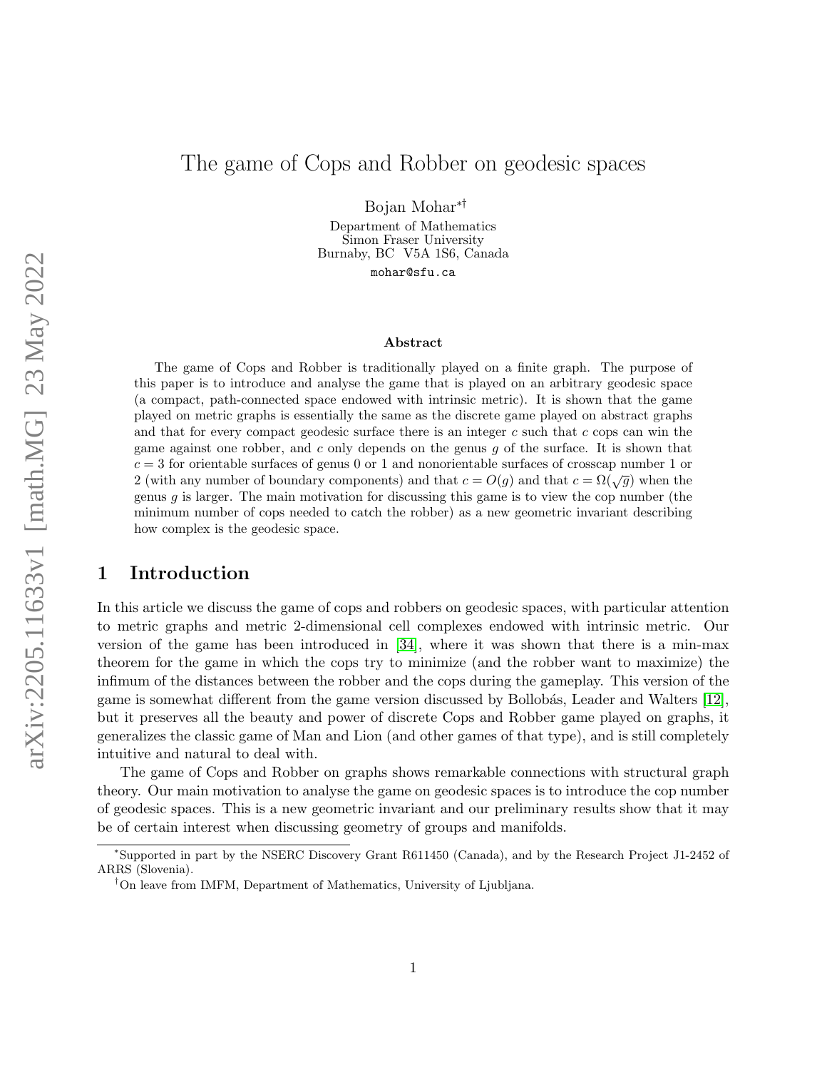# The game of Cops and Robber on geodesic spaces

Bojan Mohar[*][†]

Department of Mathematics
Simon Fraser University
Burnaby, BC V5A 1S6, Canada
mohar@sfu.ca

### Abstract

The game of Cops and Robber is traditionally played on a finite graph. The purpose of this paper is to introduce and analyse the game that is played on an arbitrary geodesic space (a compact, path-connected space endowed with intrinsic metric). It is shown that the game played on metric graphs is essentially the same as the discrete game played on abstract graphs and that for every compact geodesic surface there is an integer $c$ such that $c$ cops can win the game against one robber, and $c$ only depends on the genus $g$ of the surface. It is shown that $c = 3$ for orientable surfaces of genus 0 or 1 and nonorientable surfaces of crosscap number 1 or 2 (with any number of boundary components) and that $c = O(g)$ and that $c = \Omega(\sqrt{g})$ when the genus $g$ is larger. The main motivation for discussing this game is to view the cop number (the minimum number of cops needed to catch the robber) as a new geometric invariant describing how complex is the geodesic space.

## 1 Introduction

In this article we discuss the game of cops and robbers on geodesic spaces, with particular attention to metric graphs and metric 2-dimensional cell complexes endowed with intrinsic metric. Our version of the game has been introduced in [34], where it was shown that there is a min-max theorem for the game in which the cops try to minimize (and the robber want to maximize) the infimum of the distances between the robber and the cops during the gameplay. This version of the game is somewhat different from the game version discussed by Bollobás, Leader and Walters [12], but it preserves all the beauty and power of discrete Cops and Robber game played on graphs, it generalizes the classic game of Man and Lion (and other games of that type), and is still completely intuitive and natural to deal with.

The game of Cops and Robber on graphs shows remarkable connections with structural graph theory. Our main motivation to analyse the game on geodesic spaces is to introduce the cop number of geodesic spaces. This is a new geometric invariant and our preliminary results show that it may be of certain interest when discussing geometry of groups and manifolds.

[*]Supported in part by the NSERC Discovery Grant R611450 (Canada), and by the Research Project J1-2452 of ARRS (Slovenia).

[†]On leave from IMFM, Department of Mathematics, University of Ljubljana.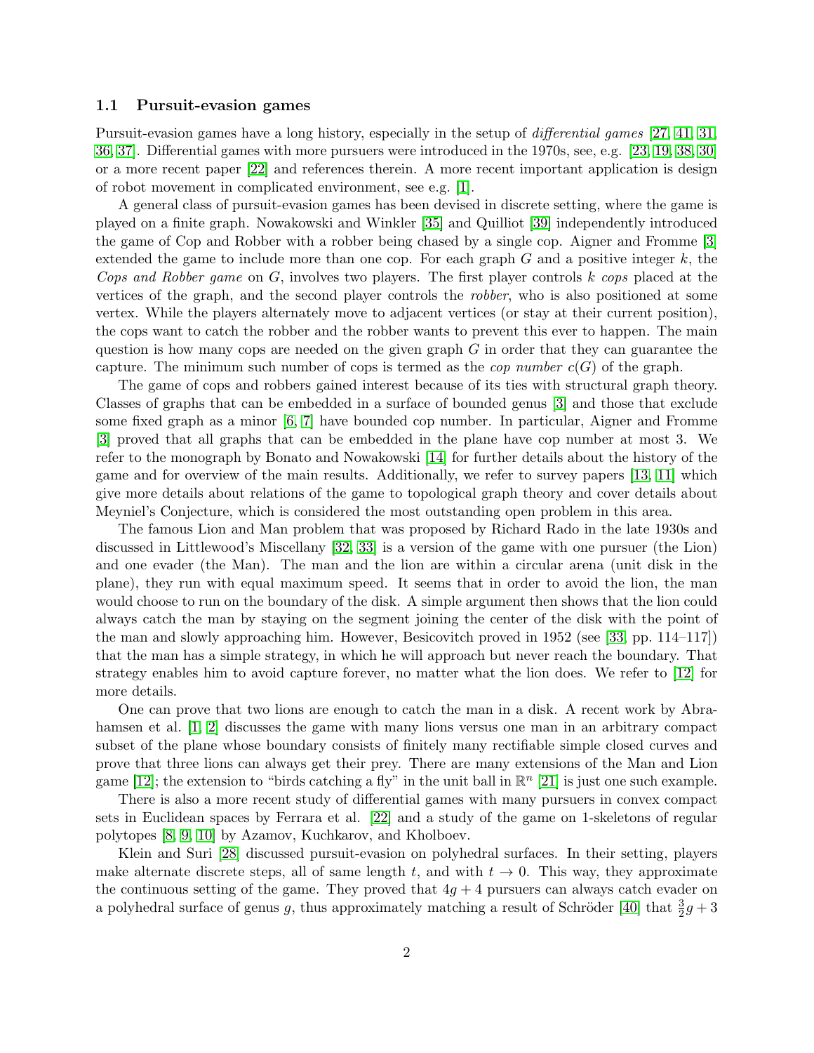### 1.1 Pursuit-evasion games

Pursuit-evasion games have a long history, especially in the setup of *differential games* [27, 41, 31, 36, 37]. Differential games with more pursuers were introduced in the 1970s, see, e.g. [23, 19, 38, 30] or a more recent paper [22] and references therein. A more recent important application is design of robot movement in complicated environment, see e.g. [1].

A general class of pursuit-evasion games has been devised in discrete setting, where the game is played on a finite graph. Nowakowski and Winkler [35] and Quilliot [39] independently introduced the game of Cop and Robber with a robber being chased by a single cop. Aigner and Fromme [3] extended the game to include more than one cop. For each graph $G$ and a positive integer $k$, the *Cops and Robber game* on $G$, involves two players. The first player controls $k$ *cops* placed at the vertices of the graph, and the second player controls the *robber*, who is also positioned at some vertex. While the players alternately move to adjacent vertices (or stay at their current position), the cops want to catch the robber and the robber wants to prevent this ever to happen. The main question is how many cops are needed on the given graph $G$ in order that they can guarantee the capture. The minimum such number of cops is termed as the *cop number* $c(G)$ of the graph.

The game of cops and robbers gained interest because of its ties with structural graph theory. Classes of graphs that can be embedded in a surface of bounded genus [3] and those that exclude some fixed graph as a minor [6, 7] have bounded cop number. In particular, Aigner and Fromme [3] proved that all graphs that can be embedded in the plane have cop number at most 3. We refer to the monograph by Bonato and Nowakowski [14] for further details about the history of the game and for overview of the main results. Additionally, we refer to survey papers [13, 11] which give more details about relations of the game to topological graph theory and cover details about Meyniel's Conjecture, which is considered the most outstanding open problem in this area.

The famous Lion and Man problem that was proposed by Richard Rado in the late 1930s and discussed in Littlewood's Miscellany [32, 33] is a version of the game with one pursuer (the Lion) and one evader (the Man). The man and the lion are within a circular arena (unit disk in the plane), they run with equal maximum speed. It seems that in order to avoid the lion, the man would choose to run on the boundary of the disk. A simple argument then shows that the lion could always catch the man by staying on the segment joining the center of the disk with the point of the man and slowly approaching him. However, Besicovitch proved in 1952 (see [33, pp. 114–117]) that the man has a simple strategy, in which he will approach but never reach the boundary. That strategy enables him to avoid capture forever, no matter what the lion does. We refer to [12] for more details.

One can prove that two lions are enough to catch the man in a disk. A recent work by Abrahamsen et al. [1, 2] discusses the game with many lions versus one man in an arbitrary compact subset of the plane whose boundary consists of finitely many rectifiable simple closed curves and prove that three lions can always get their prey. There are many extensions of the Man and Lion game [12]; the extension to "birds catching a fly" in the unit ball in $\mathbb{R}^n$ [21] is just one such example.

There is also a more recent study of differential games with many pursuers in convex compact sets in Euclidean spaces by Ferrara et al. [22] and a study of the game on 1-skeletons of regular polytopes [8, 9, 10] by Azamov, Kuchkarov, and Kholboev.

Klein and Suri [28] discussed pursuit-evasion on polyhedral surfaces. In their setting, players make alternate discrete steps, all of same length $t$, and with $t \to 0$. This way, they approximate the continuous setting of the game. They proved that $4g + 4$ pursuers can always catch evader on a polyhedral surface of genus $g$, thus approximately matching a result of Schröder [40] that $\frac{3}{2}g + 3$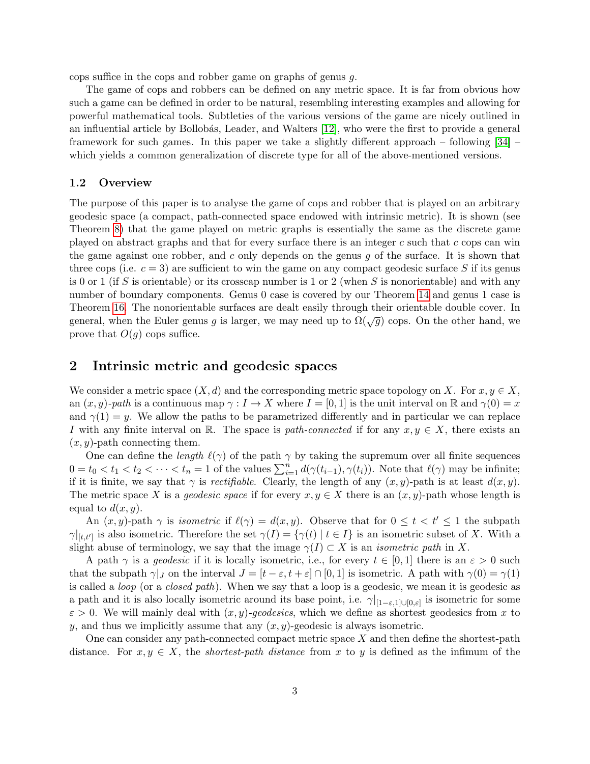cops suffice in the cops and robber game on graphs of genus $g$.

The game of cops and robbers can be defined on any metric space. It is far from obvious how such a game can be defined in order to be natural, resembling interesting examples and allowing for powerful mathematical tools. Subtleties of the various versions of the game are nicely outlined in an influential article by Bollobás, Leader, and Walters [12], who were the first to provide a general framework for such games. In this paper we take a slightly different approach – following [34] – which yields a common generalization of discrete type for all of the above-mentioned versions.

### 1.2 Overview

The purpose of this paper is to analyse the game of cops and robber that is played on an arbitrary geodesic space (a compact, path-connected space endowed with intrinsic metric). It is shown (see Theorem 8) that the game played on metric graphs is essentially the same as the discrete game played on abstract graphs and that for every surface there is an integer $c$ such that $c$ cops can win the game against one robber, and $c$ only depends on the genus $g$ of the surface. It is shown that three cops (i.e. $c = 3$) are sufficient to win the game on any compact geodesic surface $S$ if its genus is 0 or 1 (if $S$ is orientable) or its crosscap number is 1 or 2 (when $S$ is nonorientable) and with any number of boundary components. Genus 0 case is covered by our Theorem 14 and genus 1 case is Theorem 16. The nonorientable surfaces are dealt easily through their orientable double cover. In general, when the Euler genus $g$ is larger, we may need up to $\Omega(\sqrt{g})$ cops. On the other hand, we prove that $O(g)$ cops suffice.

## 2 Intrinsic metric and geodesic spaces

We consider a metric space $(X, d)$ and the corresponding metric space topology on $X$. For $x, y \in X$, an $(x, y)$-*path* is a continuous map $\gamma : I \to X$ where $I = [0, 1]$ is the unit interval on $\mathbb{R}$ and $\gamma(0) = x$ and $\gamma(1) = y$. We allow the paths to be parametrized differently and in particular we can replace $I$ with any finite interval on $\mathbb{R}$. The space is *path-connected* if for any $x, y \in X$, there exists an $(x, y)$-path connecting them.

One can define the *length* $\ell(\gamma)$ of the path $\gamma$ by taking the supremum over all finite sequences $0 = t_0 < t_1 < t_2 < \cdots < t_n = 1$ of the values $\sum_{i=1}^{n} d(\gamma(t_{i-1}), \gamma(t_i))$. Note that $\ell(\gamma)$ may be infinite; if it is finite, we say that $\gamma$ is *rectifiable*. Clearly, the length of any $(x, y)$-path is at least $d(x, y)$. The metric space $X$ is a *geodesic space* if for every $x, y \in X$ there is an $(x, y)$-path whose length is equal to $d(x, y)$.

An $(x, y)$-path $\gamma$ is *isometric* if $\ell(\gamma) = d(x, y)$. Observe that for $0 \le t < t' \le 1$ the subpath $\gamma|_{[t,t']}$ is also isometric. Therefore the set $\gamma(I) = \{\gamma(t) \mid t \in I\}$ is an isometric subset of $X$. With a slight abuse of terminology, we say that the image $\gamma(I) \subset X$ is an *isometric path* in $X$.

A path $\gamma$ is a *geodesic* if it is locally isometric, i.e., for every $t \in [0, 1]$ there is an $\varepsilon > 0$ such that the subpath $\gamma|_J$ on the interval $J = [t - \varepsilon, t + \varepsilon] \cap [0, 1]$ is isometric. A path with $\gamma(0) = \gamma(1)$ is called a *loop* (or a *closed path*). When we say that a loop is a geodesic, we mean it is geodesic as a path and it is also locally isometric around its base point, i.e. $\gamma|_{[1-\varepsilon,1] \cup [0,\varepsilon]}$ is isometric for some $\varepsilon > 0$. We will mainly deal with $(x, y)$-*geodesics*, which we define as shortest geodesics from $x$ to $y$, and thus we implicitly assume that any $(x, y)$-geodesic is always isometric.

One can consider any path-connected compact metric space $X$ and then define the shortest-path distance. For $x, y \in X$, the *shortest-path distance* from $x$ to $y$ is defined as the infimum of the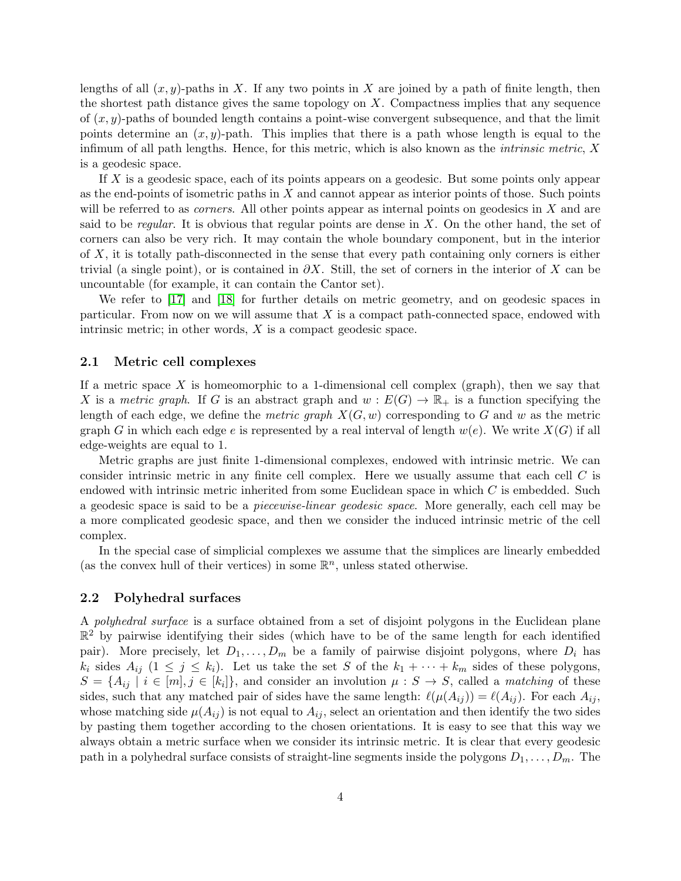lengths of all $(x, y)$-paths in $X$. If any two points in $X$ are joined by a path of finite length, then the shortest path distance gives the same topology on $X$. Compactness implies that any sequence of $(x, y)$-paths of bounded length contains a point-wise convergent subsequence, and that the limit points determine an $(x, y)$-path. This implies that there is a path whose length is equal to the infimum of all path lengths. Hence, for this metric, which is also known as the *intrinsic metric*, $X$ is a geodesic space.

If $X$ is a geodesic space, each of its points appears on a geodesic. But some points only appear as the end-points of isometric paths in $X$ and cannot appear as interior points of those. Such points will be referred to as *corners*. All other points appear as internal points on geodesics in $X$ and are said to be *regular*. It is obvious that regular points are dense in $X$. On the other hand, the set of corners can also be very rich. It may contain the whole boundary component, but in the interior of $X$, it is totally path-disconnected in the sense that every path containing only corners is either trivial (a single point), or is contained in $\partial X$. Still, the set of corners in the interior of $X$ can be uncountable (for example, it can contain the Cantor set).

We refer to [17] and [18] for further details on metric geometry, and on geodesic spaces in particular. From now on we will assume that $X$ is a compact path-connected space, endowed with intrinsic metric; in other words, $X$ is a compact geodesic space.

### 2.1 Metric cell complexes

If a metric space $X$ is homeomorphic to a 1-dimensional cell complex (graph), then we say that $X$ is a *metric graph*. If $G$ is an abstract graph and $w : E(G) \to \mathbb{R}_+$ is a function specifying the length of each edge, we define the *metric graph* $X(G, w)$ corresponding to $G$ and $w$ as the metric graph $G$ in which each edge $e$ is represented by a real interval of length $w(e)$. We write $X(G)$ if all edge-weights are equal to 1.

Metric graphs are just finite 1-dimensional complexes, endowed with intrinsic metric. We can consider intrinsic metric in any finite cell complex. Here we usually assume that each cell $C$ is endowed with intrinsic metric inherited from some Euclidean space in which $C$ is embedded. Such a geodesic space is said to be a *piecewise-linear geodesic space*. More generally, each cell may be a more complicated geodesic space, and then we consider the induced intrinsic metric of the cell complex.

In the special case of simplicial complexes we assume that the simplices are linearly embedded (as the convex hull of their vertices) in some $\mathbb{R}^n$, unless stated otherwise.

### 2.2 Polyhedral surfaces

A *polyhedral surface* is a surface obtained from a set of disjoint polygons in the Euclidean plane $\mathbb{R}^2$ by pairwise identifying their sides (which have to be of the same length for each identified pair). More precisely, let $D_1, \ldots, D_m$ be a family of pairwise disjoint polygons, where $D_i$ has $k_i$ sides $A_{ij}$ $(1 \le j \le k_i)$. Let us take the set $S$ of the $k_1 + \cdots + k_m$ sides of these polygons, $S = \{A_{ij} \mid i \in [m], j \in [k_i]\}$, and consider an involution $\mu : S \to S$, called a *matching* of these sides, such that any matched pair of sides have the same length: $\ell(\mu(A_{ij})) = \ell(A_{ij})$. For each $A_{ij}$, whose matching side $\mu(A_{ij})$ is not equal to $A_{ij}$, select an orientation and then identify the two sides by pasting them together according to the chosen orientations. It is easy to see that this way we always obtain a metric surface when we consider its intrinsic metric. It is clear that every geodesic path in a polyhedral surface consists of straight-line segments inside the polygons $D_1, \ldots, D_m$. The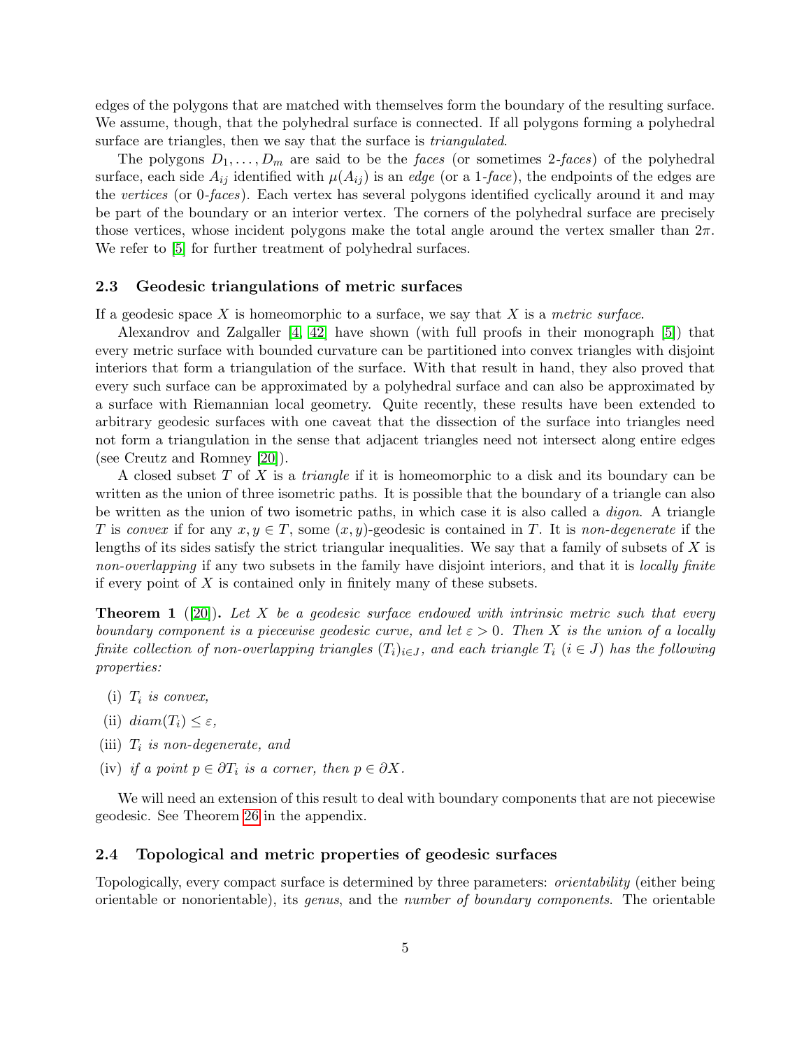edges of the polygons that are matched with themselves form the boundary of the resulting surface. We assume, though, that the polyhedral surface is connected. If all polygons forming a polyhedral surface are triangles, then we say that the surface is *triangulated*.

The polygons $D_1, \dots, D_m$ are said to be the *faces* (or sometimes 2-*faces*) of the polyhedral surface, each side $A_{ij}$ identified with $\mu(A_{ij})$ is an *edge* (or a 1-*face*), the endpoints of the edges are the *vertices* (or 0-*faces*). Each vertex has several polygons identified cyclically around it and may be part of the boundary or an interior vertex. The corners of the polyhedral surface are precisely those vertices, whose incident polygons make the total angle around the vertex smaller than $2\pi$. We refer to [5] for further treatment of polyhedral surfaces.

### 2.3 Geodesic triangulations of metric surfaces

If a geodesic space $X$ is homeomorphic to a surface, we say that $X$ is a *metric surface*.

Alexandrov and Zalgaller [4, 42] have shown (with full proofs in their monograph [5]) that every metric surface with bounded curvature can be partitioned into convex triangles with disjoint interiors that form a triangulation of the surface. With that result in hand, they also proved that every such surface can be approximated by a polyhedral surface and can also be approximated by a surface with Riemannian local geometry. Quite recently, these results have been extended to arbitrary geodesic surfaces with one caveat that the dissection of the surface into triangles need not form a triangulation in the sense that adjacent triangles need not intersect along entire edges (see Creutz and Romney [20]).

A closed subset $T$ of $X$ is a *triangle* if it is homeomorphic to a disk and its boundary can be written as the union of three isometric paths. It is possible that the boundary of a triangle can also be written as the union of two isometric paths, in which case it is also called a *digon*. A triangle $T$ is *convex* if for any $x, y \in T$, some $(x, y)$-geodesic is contained in $T$. It is *non-degenerate* if the lengths of its sides satisfy the strict triangular inequalities. We say that a family of subsets of $X$ is *non-overlapping* if any two subsets in the family have disjoint interiors, and that it is *locally finite* if every point of $X$ is contained only in finitely many of these subsets.

**Theorem 1** ([20])**.** *Let $X$ be a geodesic surface endowed with intrinsic metric such that every boundary component is a piecewise geodesic curve, and let $\varepsilon > 0$. Then $X$ is the union of a locally finite collection of non-overlapping triangles $(T_i)_{i\in J}$, and each triangle $T_i$ ($i \in J$) has the following properties:*

- (i) *$T_i$ is convex,*
- (ii) *$diam(T_i) \le \varepsilon$,*
- (iii) *$T_i$ is non-degenerate, and*
- (iv) *if a point $p \in \partial T_i$ is a corner, then $p \in \partial X$.*

We will need an extension of this result to deal with boundary components that are not piecewise geodesic. See Theorem 26 in the appendix.

### 2.4 Topological and metric properties of geodesic surfaces

Topologically, every compact surface is determined by three parameters: *orientability* (either being orientable or nonorientable), its *genus*, and the *number of boundary components*. The orientable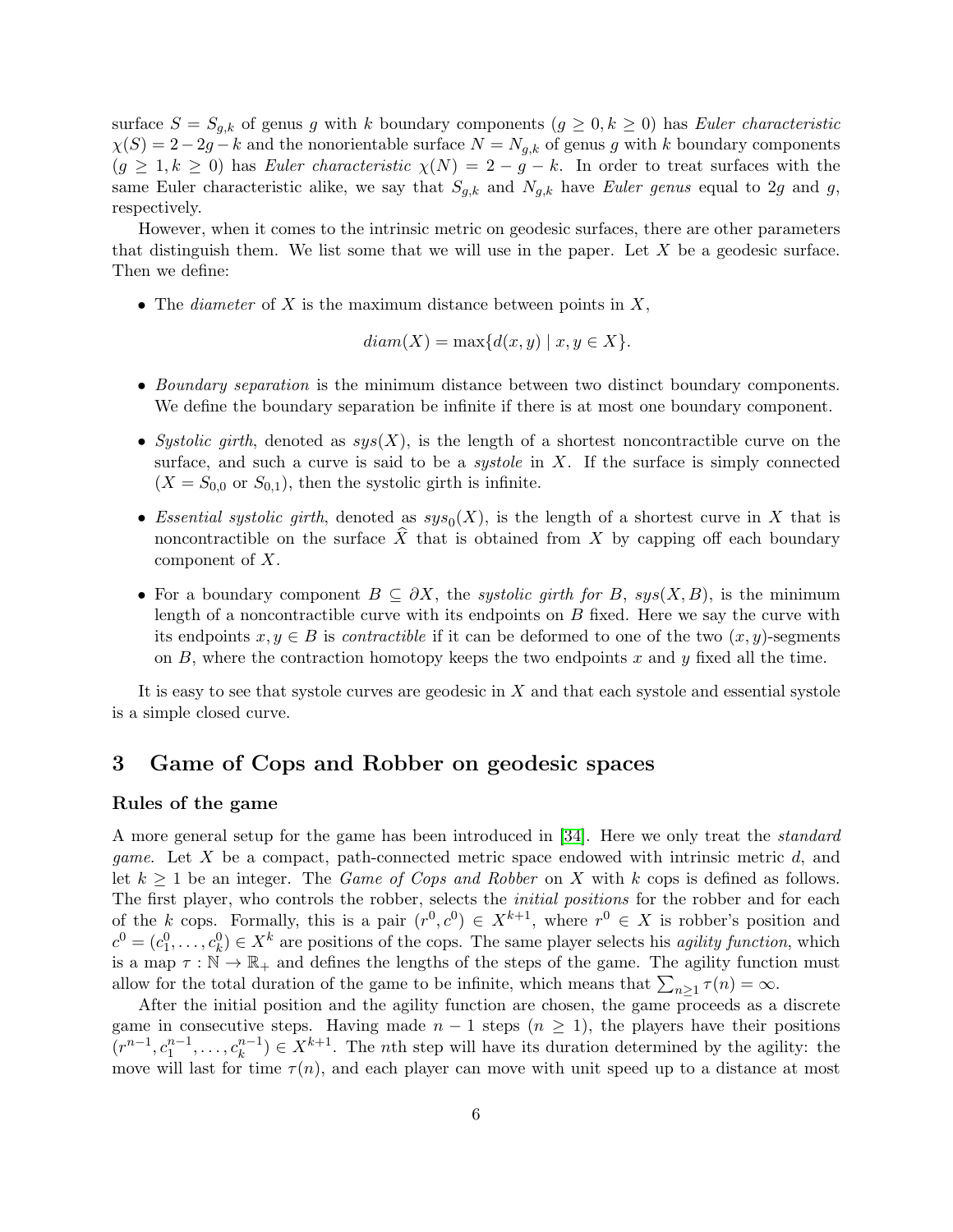surface $S = S_{g,k}$ of genus $g$ with $k$ boundary components ($g \geq 0, k \geq 0$) has *Euler characteristic* $\chi(S) = 2-2g-k$ and the nonorientable surface $N = N_{g,k}$ of genus $g$ with $k$ boundary components ($g \geq 1, k \geq 0$) has *Euler characteristic* $\chi(N) = 2-g-k$. In order to treat surfaces with the same Euler characteristic alike, we say that $S_{g,k}$ and $N_{g,k}$ have *Euler genus* equal to $2g$ and $g$, respectively.

However, when it comes to the intrinsic metric on geodesic surfaces, there are other parameters that distinguish them. We list some that we will use in the paper. Let $X$ be a geodesic surface. Then we define:

- The *diameter* of $X$ is the maximum distance between points in $X$,

$$diam(X) = \max\{d(x, y) \mid x, y \in X\}.$$

- *Boundary separation* is the minimum distance between two distinct boundary components. We define the boundary separation be infinite if there is at most one boundary component.
- *Systolic girth*, denoted as $sys(X)$, is the length of a shortest noncontractible curve on the surface, and such a curve is said to be a *systole* in $X$. If the surface is simply connected ($X = S_{0,0}$ or $S_{0,1}$), then the systolic girth is infinite.
- *Essential systolic girth*, denoted as $sys_0(X)$, is the length of a shortest curve in $X$ that is noncontractible on the surface $\widehat{X}$ that is obtained from $X$ by capping off each boundary component of $X$.
- For a boundary component $B \subseteq \partial X$, the *systolic girth for* $B$, $sys(X, B)$, is the minimum length of a noncontractible curve with its endpoints on $B$ fixed. Here we say the curve with its endpoints $x, y \in B$ is *contractible* if it can be deformed to one of the two $(x, y)$-segments on $B$, where the contraction homotopy keeps the two endpoints $x$ and $y$ fixed all the time.

It is easy to see that systole curves are geodesic in $X$ and that each systole and essential systole is a simple closed curve.

# 3 Game of Cops and Robber on geodesic spaces

### Rules of the game

A more general setup for the game has been introduced in [34]. Here we only treat the *standard game*. Let $X$ be a compact, path-connected metric space endowed with intrinsic metric $d$, and let $k \geq 1$ be an integer. The *Game of Cops and Robber* on $X$ with $k$ cops is defined as follows. The first player, who controls the robber, selects the *initial positions* for the robber and for each of the $k$ cops. Formally, this is a pair $(r^0, c^0) \in X^{k+1}$, where $r^0 \in X$ is robber's position and $c^0 = (c^0_1, \ldots, c^0_k) \in X^k$ are positions of the cops. The same player selects his *agility function*, which is a map $\tau : \mathbb{N} \to \mathbb{R}_+$ and defines the lengths of the steps of the game. The agility function must allow for the total duration of the game to be infinite, which means that $\sum_{n\geq 1} \tau(n) = \infty$.

After the initial position and the agility function are chosen, the game proceeds as a discrete game in consecutive steps. Having made $n-1$ steps ($n \geq 1$), the players have their positions $(r^{n-1}, c^{n-1}_1, \ldots, c^{n-1}_k) \in X^{k+1}$. The $n$th step will have its duration determined by the agility: the move will last for time $\tau(n)$, and each player can move with unit speed up to a distance at most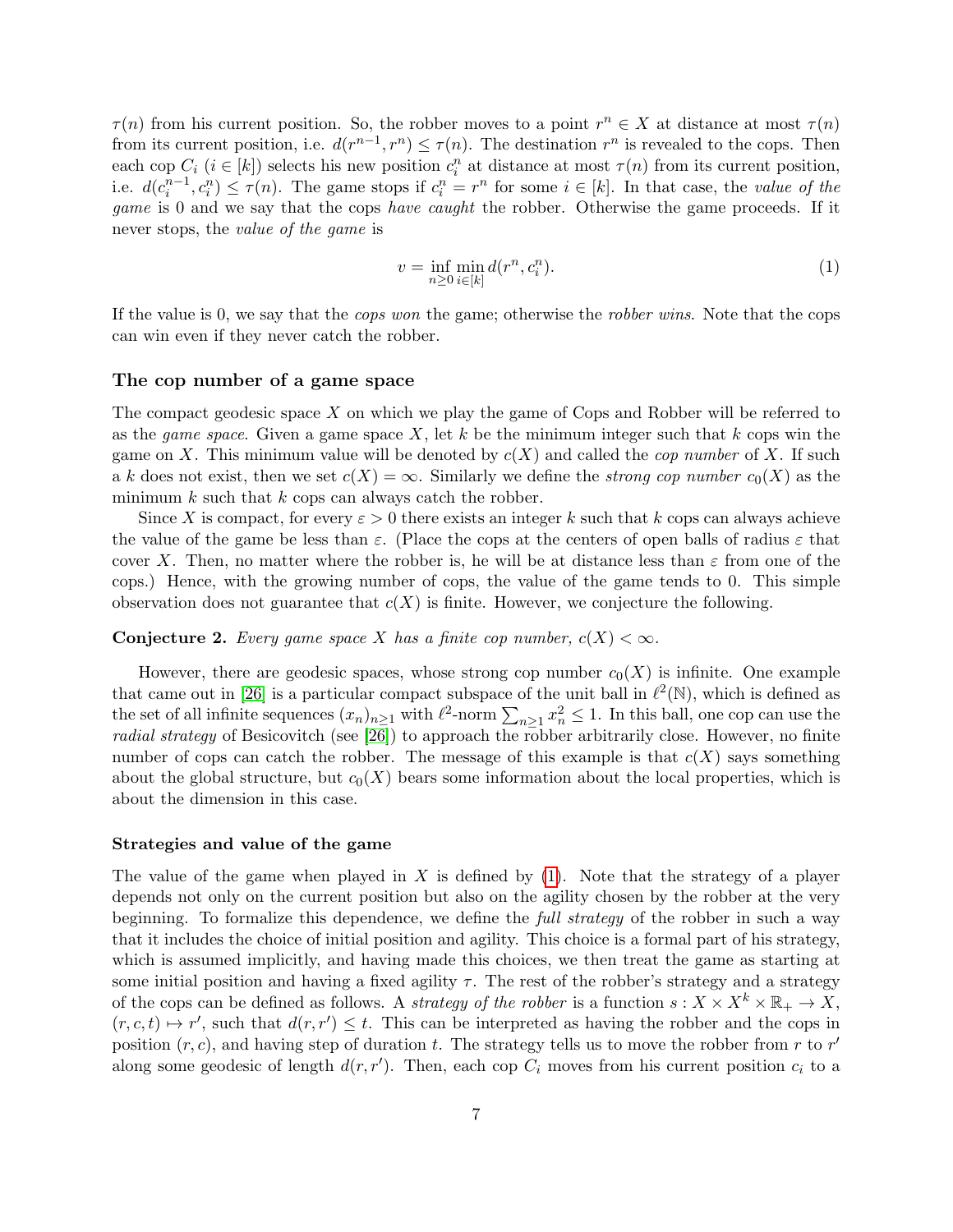$\tau(n)$ from his current position. So, the robber moves to a point $r^n \in X$ at distance at most $\tau(n)$ from its current position, i.e. $d(r^{n-1}, r^n) \le \tau(n)$. The destination $r^n$ is revealed to the cops. Then each cop $C_i$ ($i \in [k]$) selects his new position $c_i^n$ at distance at most $\tau(n)$ from its current position, i.e. $d(c_i^{n-1}, c_i^n) \le \tau(n)$. The game stops if $c_i^n = r^n$ for some $i \in [k]$. In that case, the *value of the game* is 0 and we say that the cops *have caught* the robber. Otherwise the game proceeds. If it never stops, the *value of the game* is

$$v = \inf_{n \ge 0} \min_{i \in [k]} d(r^n, c_i^n). \tag{1}$$

If the value is 0, we say that the *cops won* the game; otherwise the *robber wins*. Note that the cops can win even if they never catch the robber.

### The cop number of a game space

The compact geodesic space $X$ on which we play the game of Cops and Robber will be referred to as the *game space*. Given a game space $X$, let $k$ be the minimum integer such that $k$ cops win the game on $X$. This minimum value will be denoted by $c(X)$ and called the *cop number* of $X$. If such a $k$ does not exist, then we set $c(X) = \infty$. Similarly we define the *strong cop number* $c_0(X)$ as the minimum $k$ such that $k$ cops can always catch the robber.

Since $X$ is compact, for every $\varepsilon > 0$ there exists an integer $k$ such that $k$ cops can always achieve the value of the game be less than $\varepsilon$. (Place the cops at the centers of open balls of radius $\varepsilon$ that cover $X$. Then, no matter where the robber is, he will be at distance less than $\varepsilon$ from one of the cops.) Hence, with the growing number of cops, the value of the game tends to 0. This simple observation does not guarantee that $c(X)$ is finite. However, we conjecture the following.

**Conjecture 2.** *Every game space $X$ has a finite cop number, $c(X) < \infty$.*

However, there are geodesic spaces, whose strong cop number $c_0(X)$ is infinite. One example that came out in [26] is a particular compact subspace of the unit ball in $\ell^2(\mathbb{N})$, which is defined as the set of all infinite sequences $(x_n)_{n \ge 1}$ with $\ell^2$-norm $\sum_{n \ge 1} x_n^2 \le 1$. In this ball, one cop can use the *radial strategy* of Besicovitch (see [26]) to approach the robber arbitrarily close. However, no finite number of cops can catch the robber. The message of this example is that $c(X)$ says something about the global structure, but $c_0(X)$ bears some information about the local properties, which is about the dimension in this case.

#### Strategies and value of the game

The value of the game when played in $X$ is defined by (1). Note that the strategy of a player depends not only on the current position but also on the agility chosen by the robber at the very beginning. To formalize this dependence, we define the *full strategy* of the robber in such a way that it includes the choice of initial position and agility. This choice is a formal part of his strategy, which is assumed implicitly, and having made this choices, we then treat the game as starting at some initial position and having a fixed agility $\tau$. The rest of the robber's strategy and a strategy of the cops can be defined as follows. A *strategy of the robber* is a function $s : X \times X^k \times \mathbb{R}_+ \to X$, $(r, c, t) \mapsto r'$, such that $d(r, r') \le t$. This can be interpreted as having the robber and the cops in position $(r, c)$, and having step of duration $t$. The strategy tells us to move the robber from $r$ to $r'$ along some geodesic of length $d(r, r')$. Then, each cop $C_i$ moves from his current position $c_i$ to a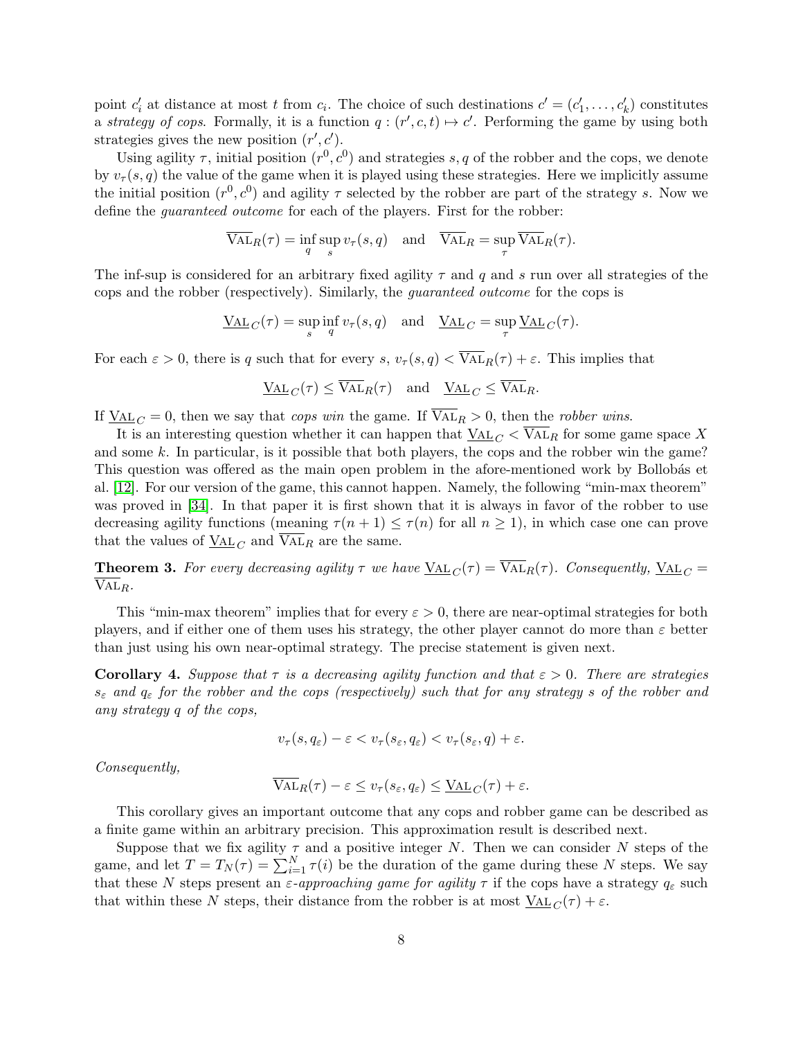point $c'_i$ at distance at most $t$ from $c_i$. The choice of such destinations $c' = (c'_1, \dots, c'_k)$ constitutes a *strategy of cops*. Formally, it is a function $q : (r', c, t) \mapsto c'$. Performing the game by using both strategies gives the new position $(r', c')$.

Using agility $\tau$, initial position $(r^0, c^0)$ and strategies $s, q$ of the robber and the cops, we denote by $v_\tau(s, q)$ the value of the game when it is played using these strategies. Here we implicitly assume the initial position $(r^0, c^0)$ and agility $\tau$ selected by the robber are part of the strategy $s$. Now we define the *guaranteed outcome* for each of the players. First for the robber:

$$\overline{\mathrm{VAL}}_R(\tau) = \inf_q \sup_s v_\tau(s, q) \quad \text{and} \quad \overline{\mathrm{VAL}}_R = \sup_\tau \overline{\mathrm{VAL}}_R(\tau).$$

The inf-sup is considered for an arbitrary fixed agility $\tau$ and $q$ and $s$ run over all strategies of the cops and the robber (respectively). Similarly, the *guaranteed outcome* for the cops is

$$\underline{\mathrm{VAL}}_C(\tau) = \sup_s \inf_q v_\tau(s, q) \quad \text{and} \quad \underline{\mathrm{VAL}}_C = \sup_\tau \underline{\mathrm{VAL}}_C(\tau).$$

For each $\varepsilon > 0$, there is $q$ such that for every $s$, $v_\tau(s, q) < \overline{\mathrm{VAL}}_R(\tau) + \varepsilon$. This implies that

$$\underline{\mathrm{VAL}}_C(\tau) \le \overline{\mathrm{VAL}}_R(\tau) \quad \text{and} \quad \underline{\mathrm{VAL}}_C \le \overline{\mathrm{VAL}}_R.$$

If $\underline{\mathrm{VAL}}_C = 0$, then we say that *cops win* the game. If $\overline{\mathrm{VAL}}_R > 0$, then the *robber wins*.

It is an interesting question whether it can happen that $\underline{\mathrm{VAL}}_C < \overline{\mathrm{VAL}}_R$ for some game space $X$ and some $k$. In particular, is it possible that both players, the cops and the robber win the game? This question was offered as the main open problem in the afore-mentioned work by Bollobás et al. [12]. For our version of the game, this cannot happen. Namely, the following "min-max theorem" was proved in [34]. In that paper it is first shown that it is always in favor of the robber to use decreasing agility functions (meaning $\tau(n + 1) \le \tau(n)$ for all $n \ge 1$), in which case one can prove that the values of $\underline{\mathrm{VAL}}_C$ and $\overline{\mathrm{VAL}}_R$ are the same.

**Theorem 3.** *For every decreasing agility $\tau$ we have $\underline{\mathrm{VAL}}_C(\tau) = \overline{\mathrm{VAL}}_R(\tau)$. Consequently, $\underline{\mathrm{VAL}}_C = \overline{\mathrm{VAL}}_R$.*

This "min-max theorem" implies that for every $\varepsilon > 0$, there are near-optimal strategies for both players, and if either one of them uses his strategy, the other player cannot do more than $\varepsilon$ better than just using his own near-optimal strategy. The precise statement is given next.

**Corollary 4.** *Suppose that $\tau$ is a decreasing agility function and that $\varepsilon > 0$. There are strategies $s_\varepsilon$ and $q_\varepsilon$ for the robber and the cops (respectively) such that for any strategy $s$ of the robber and any strategy $q$ of the cops,*

$$v_\tau(s, q_\varepsilon) - \varepsilon < v_\tau(s_\varepsilon, q_\varepsilon) < v_\tau(s_\varepsilon, q) + \varepsilon.$$

*Consequently,*

$$\overline{\mathrm{VAL}}_R(\tau) - \varepsilon \le v_\tau(s_\varepsilon, q_\varepsilon) \le \underline{\mathrm{VAL}}_C(\tau) + \varepsilon.$$

This corollary gives an important outcome that any cops and robber game can be described as a finite game within an arbitrary precision. This approximation result is described next.

Suppose that we fix agility $\tau$ and a positive integer $N$. Then we can consider $N$ steps of the game, and let $T = T_N(\tau) = \sum_{i=1}^{N} \tau(i)$ be the duration of the game during these $N$ steps. We say that these $N$ steps present an *$\varepsilon$-approaching game for agility $\tau$* if the cops have a strategy $q_\varepsilon$ such that within these $N$ steps, their distance from the robber is at most $\underline{\mathrm{VAL}}_C(\tau) + \varepsilon$.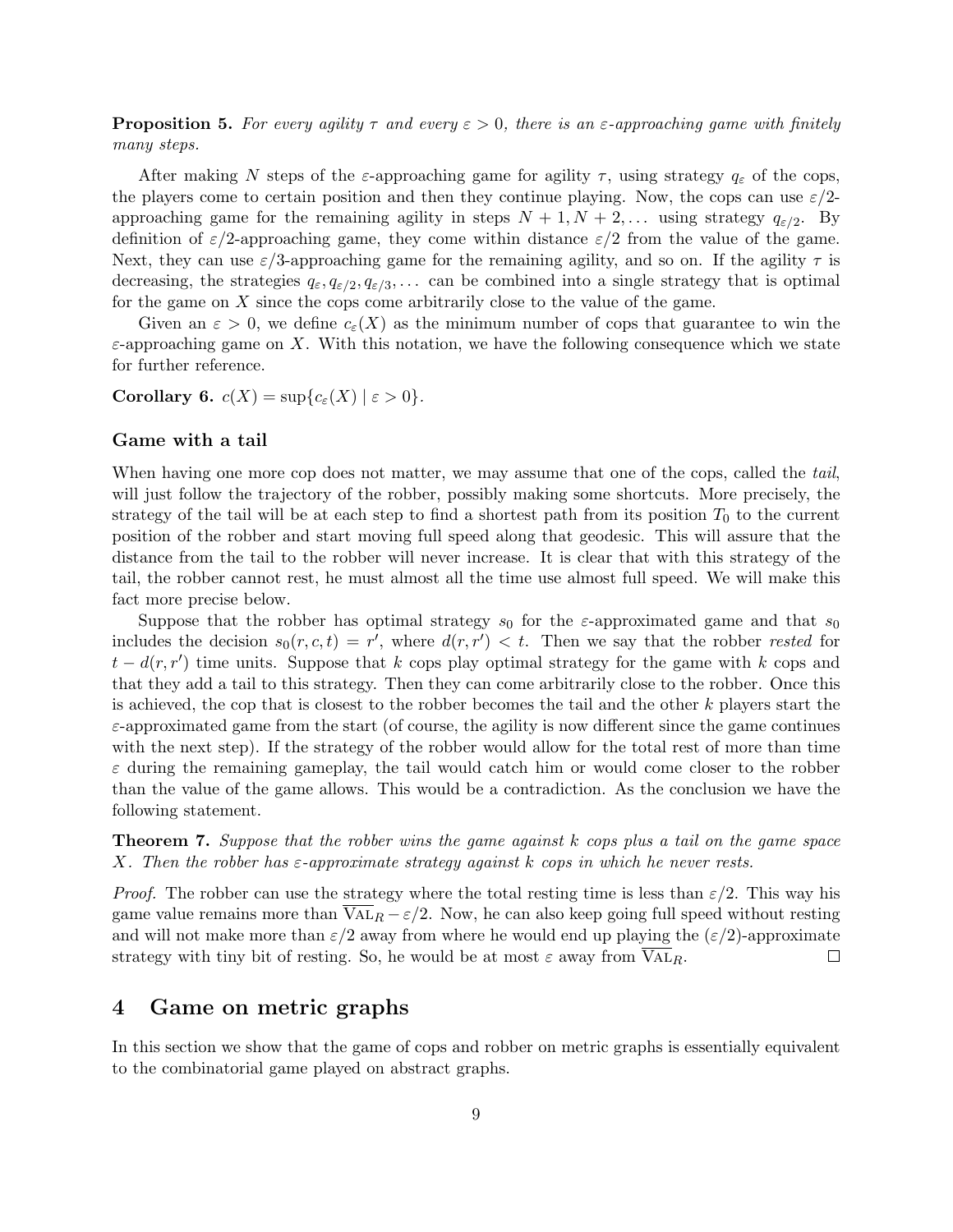**Proposition 5.** *For every agility $\tau$ and every $\varepsilon > 0$, there is an $\varepsilon$-approaching game with finitely many steps.*

After making $N$ steps of the $\varepsilon$-approaching game for agility $\tau$, using strategy $q_\varepsilon$ of the cops, the players come to certain position and then they continue playing. Now, the cops can use $\varepsilon/2$-approaching game for the remaining agility in steps $N+1, N+2, \ldots$ using strategy $q_{\varepsilon/2}$. By definition of $\varepsilon/2$-approaching game, they come within distance $\varepsilon/2$ from the value of the game. Next, they can use $\varepsilon/3$-approaching game for the remaining agility, and so on. If the agility $\tau$ is decreasing, the strategies $q_\varepsilon, q_{\varepsilon/2}, q_{\varepsilon/3}, \ldots$ can be combined into a single strategy that is optimal for the game on $X$ since the cops come arbitrarily close to the value of the game.

Given an $\varepsilon > 0$, we define $c_\varepsilon(X)$ as the minimum number of cops that guarantee to win the $\varepsilon$-approaching game on $X$. With this notation, we have the following consequence which we state for further reference.

**Corollary 6.** $c(X) = \sup\{c_\varepsilon(X) \mid \varepsilon > 0\}$.

### Game with a tail

When having one more cop does not matter, we may assume that one of the cops, called the *tail*, will just follow the trajectory of the robber, possibly making some shortcuts. More precisely, the strategy of the tail will be at each step to find a shortest path from its position $T_0$ to the current position of the robber and start moving full speed along that geodesic. This will assure that the distance from the tail to the robber will never increase. It is clear that with this strategy of the tail, the robber cannot rest, he must almost all the time use almost full speed. We will make this fact more precise below.

Suppose that the robber has optimal strategy $s_0$ for the $\varepsilon$-approximated game and that $s_0$ includes the decision $s_0(r, c, t) = r'$, where $d(r, r') < t$. Then we say that the robber *rested* for $t - d(r, r')$ time units. Suppose that $k$ cops play optimal strategy for the game with $k$ cops and that they add a tail to this strategy. Then they can come arbitrarily close to the robber. Once this is achieved, the cop that is closest to the robber becomes the tail and the other $k$ players start the $\varepsilon$-approximated game from the start (of course, the agility is now different since the game continues with the next step). If the strategy of the robber would allow for the total rest of more than time $\varepsilon$ during the remaining gameplay, the tail would catch him or would come closer to the robber than the value of the game allows. This would be a contradiction. As the conclusion we have the following statement.

**Theorem 7.** *Suppose that the robber wins the game against $k$ cops plus a tail on the game space $X$. Then the robber has $\varepsilon$-approximate strategy against $k$ cops in which he never rests.*

*Proof.* The robber can use the strategy where the total resting time is less than $\varepsilon/2$. This way his game value remains more than $\overline{\mathrm{VAL}}_R - \varepsilon/2$. Now, he can also keep going full speed without resting and will not make more than $\varepsilon/2$ away from where he would end up playing the $(\varepsilon/2)$-approximate strategy with tiny bit of resting. So, he would be at most $\varepsilon$ away from $\overline{\mathrm{VAL}}_R$. $\square$

## 4 Game on metric graphs

In this section we show that the game of cops and robber on metric graphs is essentially equivalent to the combinatorial game played on abstract graphs.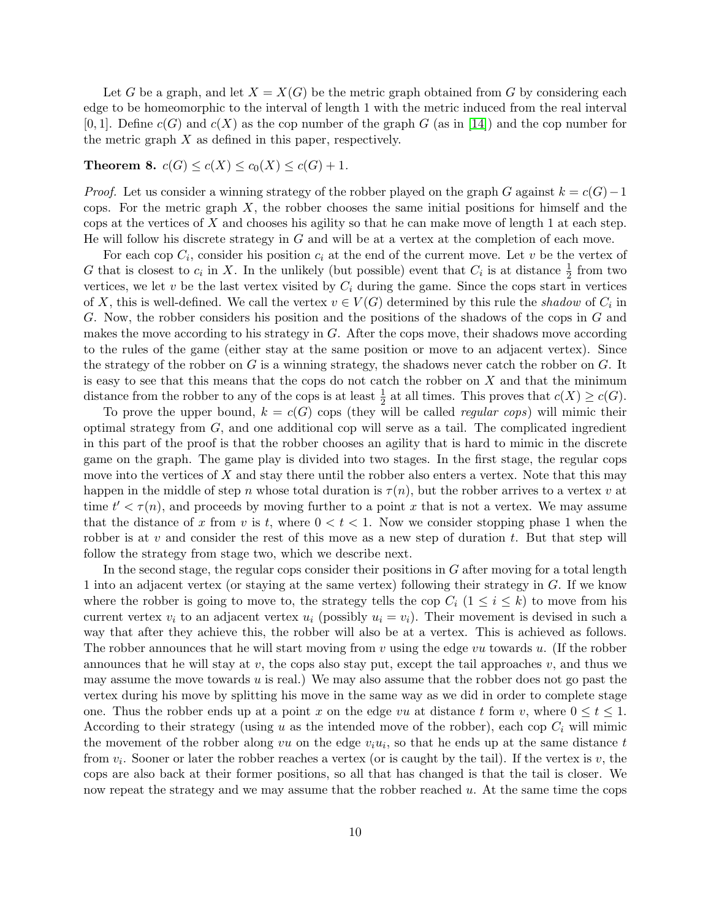Let $G$ be a graph, and let $X = X(G)$ be the metric graph obtained from $G$ by considering each edge to be homeomorphic to the interval of length 1 with the metric induced from the real interval $[0, 1]$. Define $c(G)$ and $c(X)$ as the cop number of the graph $G$ (as in [14]) and the cop number for the metric graph $X$ as defined in this paper, respectively.

**Theorem 8.** $c(G) \le c(X) \le c_0(X) \le c(G) + 1$.

*Proof.* Let us consider a winning strategy of the robber played on the graph $G$ against $k = c(G)-1$ cops. For the metric graph $X$, the robber chooses the same initial positions for himself and the cops at the vertices of $X$ and chooses his agility so that he can make move of length 1 at each step. He will follow his discrete strategy in $G$ and will be at a vertex at the completion of each move.

For each cop $C_i$, consider his position $c_i$ at the end of the current move. Let $v$ be the vertex of $G$ that is closest to $c_i$ in $X$. In the unlikely (but possible) event that $C_i$ is at distance $\frac{1}{2}$ from two vertices, we let $v$ be the last vertex visited by $C_i$ during the game. Since the cops start in vertices of $X$, this is well-defined. We call the vertex $v \in V(G)$ determined by this rule the *shadow* of $C_i$ in $G$. Now, the robber considers his position and the positions of the shadows of the cops in $G$ and makes the move according to his strategy in $G$. After the cops move, their shadows move according to the rules of the game (either stay at the same position or move to an adjacent vertex). Since the strategy of the robber on $G$ is a winning strategy, the shadows never catch the robber on $G$. It is easy to see that this means that the cops do not catch the robber on $X$ and that the minimum distance from the robber to any of the cops is at least $\frac{1}{2}$ at all times. This proves that $c(X) \ge c(G)$.

To prove the upper bound, $k = c(G)$ cops (they will be called *regular cops*) will mimic their optimal strategy from $G$, and one additional cop will serve as a tail. The complicated ingredient in this part of the proof is that the robber chooses an agility that is hard to mimic in the discrete game on the graph. The game play is divided into two stages. In the first stage, the regular cops move into the vertices of $X$ and stay there until the robber also enters a vertex. Note that this may happen in the middle of step $n$ whose total duration is $\tau(n)$, but the robber arrives to a vertex $v$ at time $t' < \tau(n)$, and proceeds by moving further to a point $x$ that is not a vertex. We may assume that the distance of $x$ from $v$ is $t$, where $0 < t < 1$. Now we consider stopping phase 1 when the robber is at $v$ and consider the rest of this move as a new step of duration $t$. But that step will follow the strategy from stage two, which we describe next.

In the second stage, the regular cops consider their positions in $G$ after moving for a total length 1 into an adjacent vertex (or staying at the same vertex) following their strategy in $G$. If we know where the robber is going to move to, the strategy tells the cop $C_i$ ($1 \le i \le k$) to move from his current vertex $v_i$ to an adjacent vertex $u_i$ (possibly $u_i = v_i$). Their movement is devised in such a way that after they achieve this, the robber will also be at a vertex. This is achieved as follows. The robber announces that he will start moving from $v$ using the edge $vu$ towards $u$. (If the robber announces that he will stay at $v$, the cops also stay put, except the tail approaches $v$, and thus we may assume the move towards $u$ is real.) We may also assume that the robber does not go past the vertex during his move by splitting his move in the same way as we did in order to complete stage one. Thus the robber ends up at a point $x$ on the edge $vu$ at distance $t$ form $v$, where $0 \le t \le 1$. According to their strategy (using $u$ as the intended move of the robber), each cop $C_i$ will mimic the movement of the robber along $vu$ on the edge $v_iu_i$, so that he ends up at the same distance $t$ from $v_i$. Sooner or later the robber reaches a vertex (or is caught by the tail). If the vertex is $v$, the cops are also back at their former positions, so all that has changed is that the tail is closer. We now repeat the strategy and we may assume that the robber reached $u$. At the same time the cops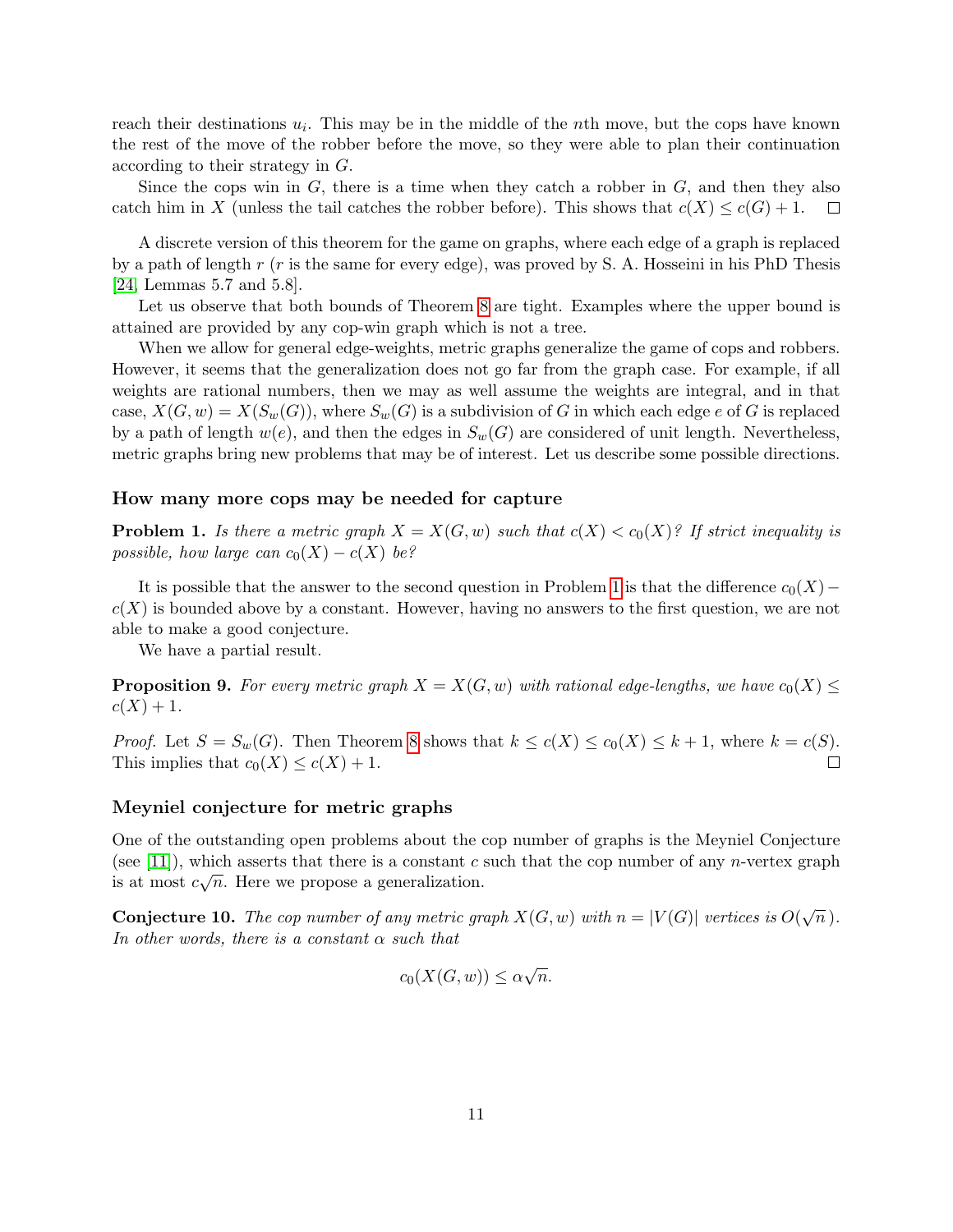reach their destinations $u_i$. This may be in the middle of the $n$th move, but the cops have known the rest of the move of the robber before the move, so they were able to plan their continuation according to their strategy in $G$.

Since the cops win in $G$, there is a time when they catch a robber in $G$, and then they also catch him in $X$ (unless the tail catches the robber before). This shows that $c(X) \le c(G) + 1$. □

A discrete version of this theorem for the game on graphs, where each edge of a graph is replaced by a path of length $r$ ($r$ is the same for every edge), was proved by S. A. Hosseini in his PhD Thesis [24, Lemmas 5.7 and 5.8].

Let us observe that both bounds of Theorem 8 are tight. Examples where the upper bound is attained are provided by any cop-win graph which is not a tree.

When we allow for general edge-weights, metric graphs generalize the game of cops and robbers. However, it seems that the generalization does not go far from the graph case. For example, if all weights are rational numbers, then we may as well assume the weights are integral, and in that case, $X(G, w) = X(S_w(G))$, where $S_w(G)$ is a subdivision of $G$ in which each edge $e$ of $G$ is replaced by a path of length $w(e)$, and then the edges in $S_w(G)$ are considered of unit length. Nevertheless, metric graphs bring new problems that may be of interest. Let us describe some possible directions.

### How many more cops may be needed for capture

**Problem 1.** *Is there a metric graph $X = X(G, w)$ such that $c(X) < c_0(X)$? If strict inequality is possible, how large can $c_0(X) - c(X)$ be?*

It is possible that the answer to the second question in Problem 1 is that the difference $c_0(X) - c(X)$ is bounded above by a constant. However, having no answers to the first question, we are not able to make a good conjecture.

We have a partial result.

**Proposition 9.** *For every metric graph $X = X(G, w)$ with rational edge-lengths, we have $c_0(X) \le c(X) + 1$.*

*Proof.* Let $S = S_w(G)$. Then Theorem 8 shows that $k \le c(X) \le c_0(X) \le k + 1$, where $k = c(S)$. This implies that $c_0(X) \le c(X) + 1$. □

### Meyniel conjecture for metric graphs

One of the outstanding open problems about the cop number of graphs is the Meyniel Conjecture (see [11]), which asserts that there is a constant $c$ such that the cop number of any $n$-vertex graph is at most $c\sqrt{n}$. Here we propose a generalization.

**Conjecture 10.** *The cop number of any metric graph $X(G, w)$ with $n = |V(G)|$ vertices is $O(\sqrt{n})$. In other words, there is a constant $\alpha$ such that*

$$c_0(X(G, w)) \le \alpha\sqrt{n}.$$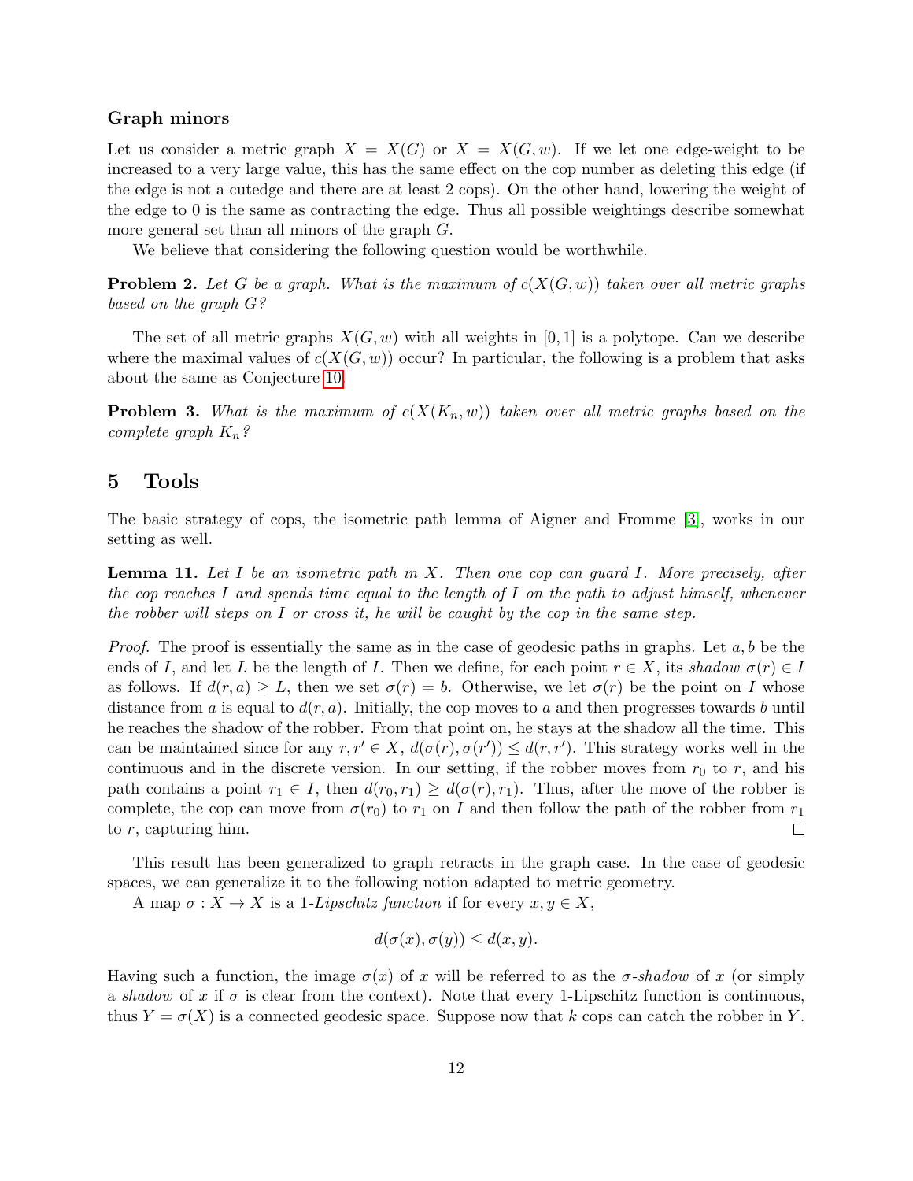### Graph minors

Let us consider a metric graph $X = X(G)$ or $X = X(G, w)$. If we let one edge-weight to be increased to a very large value, this has the same effect on the cop number as deleting this edge (if the edge is not a cutedge and there are at least 2 cops). On the other hand, lowering the weight of the edge to 0 is the same as contracting the edge. Thus all possible weightings describe somewhat more general set than all minors of the graph $G$.

We believe that considering the following question would be worthwhile.

**Problem 2.** *Let $G$ be a graph. What is the maximum of $c(X(G, w))$ taken over all metric graphs based on the graph $G$?*

The set of all metric graphs $X(G, w)$ with all weights in $[0, 1]$ is a polytope. Can we describe where the maximal values of $c(X(G, w))$ occur? In particular, the following is a problem that asks about the same as Conjecture 10.

**Problem 3.** *What is the maximum of $c(X(K_n, w))$ taken over all metric graphs based on the complete graph $K_n$?*

## 5 Tools

The basic strategy of cops, the isometric path lemma of Aigner and Fromme [3], works in our setting as well.

**Lemma 11.** *Let $I$ be an isometric path in $X$. Then one cop can guard $I$. More precisely, after the cop reaches $I$ and spends time equal to the length of $I$ on the path to adjust himself, whenever the robber will steps on $I$ or cross it, he will be caught by the cop in the same step.*

*Proof.* The proof is essentially the same as in the case of geodesic paths in graphs. Let $a, b$ be the ends of $I$, and let $L$ be the length of $I$. Then we define, for each point $r \in X$, its *shadow* $\sigma(r) \in I$ as follows. If $d(r, a) \geq L$, then we set $\sigma(r) = b$. Otherwise, we let $\sigma(r)$ be the point on $I$ whose distance from $a$ is equal to $d(r, a)$. Initially, the cop moves to $a$ and then progresses towards $b$ until he reaches the shadow of the robber. From that point on, he stays at the shadow all the time. This can be maintained since for any $r, r' \in X$, $d(\sigma(r), \sigma(r')) \leq d(r, r')$. This strategy works well in the continuous and in the discrete version. In our setting, if the robber moves from $r_0$ to $r$, and his path contains a point $r_1 \in I$, then $d(r_0, r_1) \geq d(\sigma(r), r_1)$. Thus, after the move of the robber is complete, the cop can move from $\sigma(r_0)$ to $r_1$ on $I$ and then follow the path of the robber from $r_1$ to $r$, capturing him. $\square$

This result has been generalized to graph retracts in the graph case. In the case of geodesic spaces, we can generalize it to the following notion adapted to metric geometry.

A map $\sigma : X \to X$ is a 1-*Lipschitz function* if for every $x, y \in X$,

$$d(\sigma(x), \sigma(y)) \leq d(x, y).$$

Having such a function, the image $\sigma(x)$ of $x$ will be referred to as the $\sigma$-*shadow* of $x$ (or simply a *shadow* of $x$ if $\sigma$ is clear from the context). Note that every 1-Lipschitz function is continuous, thus $Y = \sigma(X)$ is a connected geodesic space. Suppose now that $k$ cops can catch the robber in $Y$.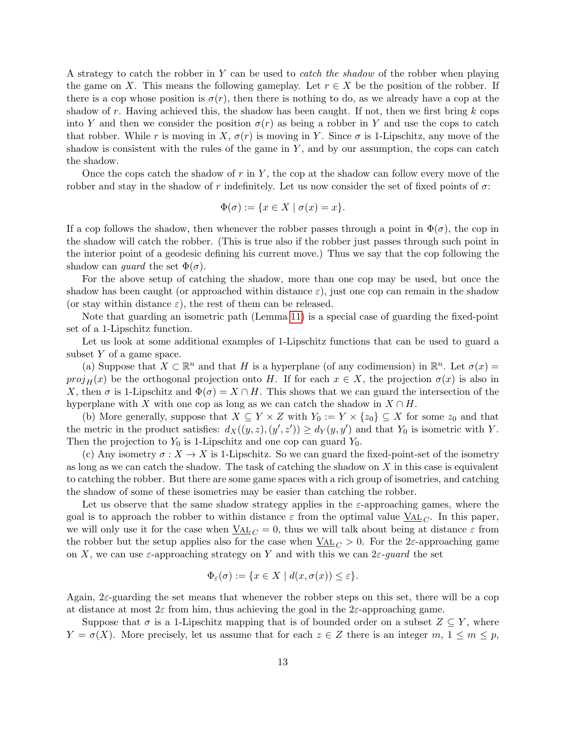A strategy to catch the robber in $Y$ can be used to *catch the shadow* of the robber when playing the game on $X$. This means the following gameplay. Let $r \in X$ be the position of the robber. If there is a cop whose position is $\sigma(r)$, then there is nothing to do, as we already have a cop at the shadow of $r$. Having achieved this, the shadow has been caught. If not, then we first bring $k$ cops into $Y$ and then we consider the position $\sigma(r)$ as being a robber in $Y$ and use the cops to catch that robber. While $r$ is moving in $X$, $\sigma(r)$ is moving in $Y$. Since $\sigma$ is 1-Lipschitz, any move of the shadow is consistent with the rules of the game in $Y$, and by our assumption, the cops can catch the shadow.

Once the cops catch the shadow of $r$ in $Y$, the cop at the shadow can follow every move of the robber and stay in the shadow of $r$ indefinitely. Let us now consider the set of fixed points of $\sigma$:

$$\Phi(\sigma) := \{x \in X \mid \sigma(x) = x\}.$$

If a cop follows the shadow, then whenever the robber passes through a point in $\Phi(\sigma)$, the cop in the shadow will catch the robber. (This is true also if the robber just passes through such point in the interior point of a geodesic defining his current move.) Thus we say that the cop following the shadow can *guard* the set $\Phi(\sigma)$.

For the above setup of catching the shadow, more than one cop may be used, but once the shadow has been caught (or approached within distance $\varepsilon$), just one cop can remain in the shadow (or stay within distance $\varepsilon$), the rest of them can be released.

Note that guarding an isometric path (Lemma 11) is a special case of guarding the fixed-point set of a 1-Lipschitz function.

Let us look at some additional examples of 1-Lipschitz functions that can be used to guard a subset $Y$ of a game space.

(a) Suppose that $X \subset \mathbb{R}^n$ and that $H$ is a hyperplane (of any codimension) in $\mathbb{R}^n$. Let $\sigma(x) = proj_H(x)$ be the orthogonal projection onto $H$. If for each $x \in X$, the projection $\sigma(x)$ is also in $X$, then $\sigma$ is 1-Lipschitz and $\Phi(\sigma) = X \cap H$. This shows that we can guard the intersection of the hyperplane with $X$ with one cop as long as we can catch the shadow in $X \cap H$.

(b) More generally, suppose that $X \subseteq Y \times Z$ with $Y_0 := Y \times \{z_0\} \subseteq X$ for some $z_0$ and that the metric in the product satisfies: $d_X((y,z),(y',z')) \geq d_Y(y,y')$ and that $Y_0$ is isometric with $Y$. Then the projection to $Y_0$ is 1-Lipschitz and one cop can guard $Y_0$.

(c) Any isometry $\sigma : X \to X$ is 1-Lipschitz. So we can guard the fixed-point-set of the isometry as long as we can catch the shadow. The task of catching the shadow on $X$ in this case is equivalent to catching the robber. But there are some game spaces with a rich group of isometries, and catching the shadow of some of these isometries may be easier than catching the robber.

Let us observe that the same shadow strategy applies in the $\varepsilon$-approaching games, where the goal is to approach the robber to within distance $\varepsilon$ from the optimal value $\underline{\text{VAL}}_C$. In this paper, we will only use it for the case when $\underline{\text{VAL}}_C = 0$, thus we will talk about being at distance $\varepsilon$ from the robber but the setup applies also for the case when $\underline{\text{VAL}}_C > 0$. For the $2\varepsilon$-approaching game on $X$, we can use $\varepsilon$-approaching strategy on $Y$ and with this we can $2\varepsilon$-*guard* the set

$$\Phi_\varepsilon(\sigma) := \{x \in X \mid d(x, \sigma(x)) \leq \varepsilon\}.$$

Again, $2\varepsilon$-guarding the set means that whenever the robber steps on this set, there will be a cop at distance at most $2\varepsilon$ from him, thus achieving the goal in the $2\varepsilon$-approaching game.

Suppose that $\sigma$ is a 1-Lipschitz mapping that is of bounded order on a subset $Z \subseteq Y$, where $Y = \sigma(X)$. More precisely, let us assume that for each $z \in Z$ there is an integer $m$, $1 \leq m \leq p$,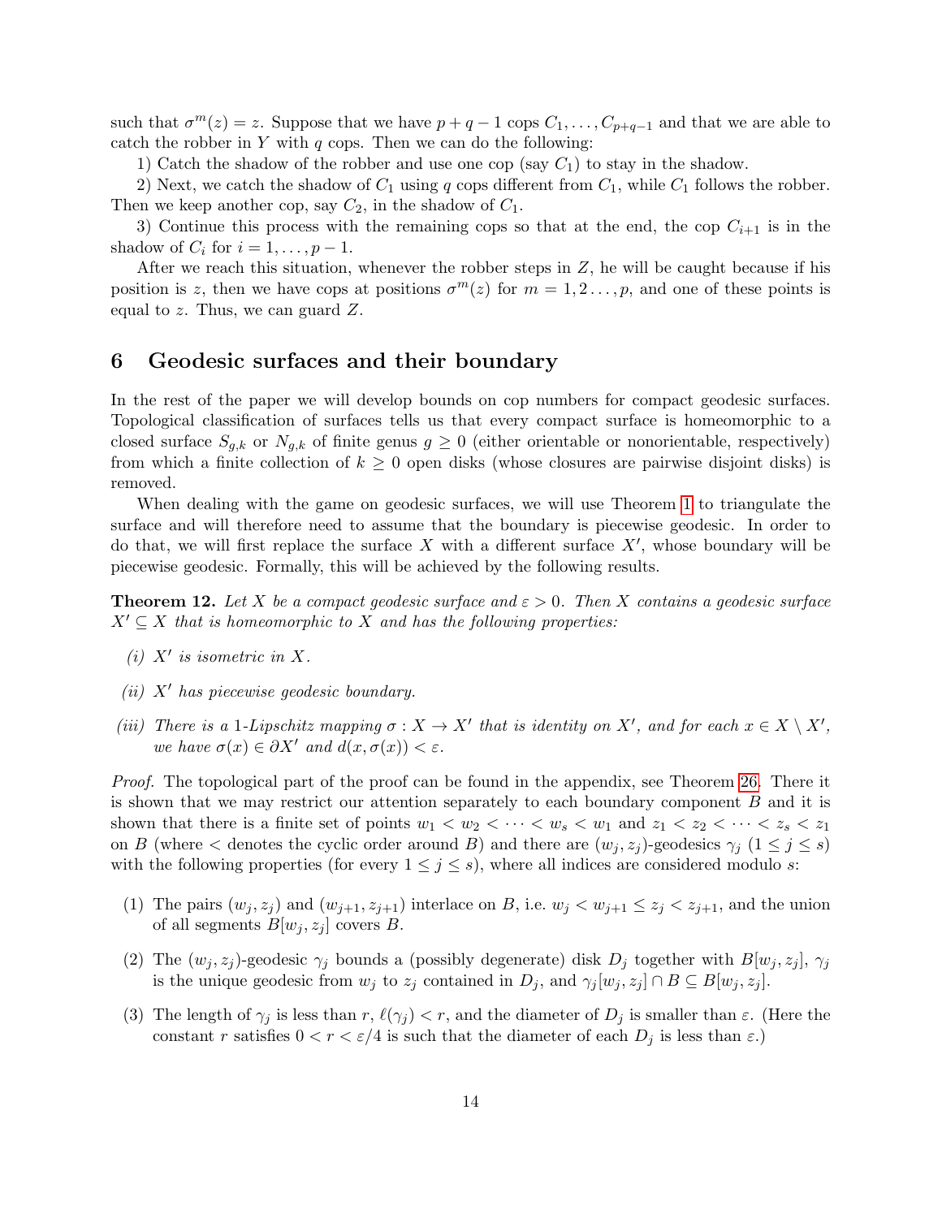such that $\sigma^m(z) = z$. Suppose that we have $p + q - 1$ cops $C_1, \ldots, C_{p+q-1}$ and that we are able to catch the robber in $Y$ with $q$ cops. Then we can do the following:

1) Catch the shadow of the robber and use one cop (say $C_1$) to stay in the shadow.

2) Next, we catch the shadow of $C_1$ using $q$ cops different from $C_1$, while $C_1$ follows the robber. Then we keep another cop, say $C_2$, in the shadow of $C_1$.

3) Continue this process with the remaining cops so that at the end, the cop $C_{i+1}$ is in the shadow of $C_i$ for $i = 1, \ldots, p - 1$.

After we reach this situation, whenever the robber steps in $Z$, he will be caught because if his position is $z$, then we have cops at positions $\sigma^m(z)$ for $m = 1, 2 \ldots, p$, and one of these points is equal to $z$. Thus, we can guard $Z$.

# 6 Geodesic surfaces and their boundary

In the rest of the paper we will develop bounds on cop numbers for compact geodesic surfaces. Topological classification of surfaces tells us that every compact surface is homeomorphic to a closed surface $S_{g,k}$ or $N_{g,k}$ of finite genus $g \geq 0$ (either orientable or nonorientable, respectively) from which a finite collection of $k \geq 0$ open disks (whose closures are pairwise disjoint disks) is removed.

When dealing with the game on geodesic surfaces, we will use Theorem 1 to triangulate the surface and will therefore need to assume that the boundary is piecewise geodesic. In order to do that, we will first replace the surface $X$ with a different surface $X'$, whose boundary will be piecewise geodesic. Formally, this will be achieved by the following results.

**Theorem 12.** *Let $X$ be a compact geodesic surface and $\varepsilon > 0$. Then $X$ contains a geodesic surface $X' \subseteq X$ that is homeomorphic to $X$ and has the following properties:*

*(i) $X'$ is isometric in $X$.*

*(ii) $X'$ has piecewise geodesic boundary.*

*(iii) There is a 1-Lipschitz mapping $\sigma : X \to X'$ that is identity on $X'$, and for each $x \in X \setminus X'$, we have $\sigma(x) \in \partial X'$ and $d(x, \sigma(x)) < \varepsilon$.*

*Proof.* The topological part of the proof can be found in the appendix, see Theorem 26. There it is shown that we may restrict our attention separately to each boundary component $B$ and it is shown that there is a finite set of points $w_1 < w_2 < \cdots < w_s < w_1$ and $z_1 < z_2 < \cdots < z_s < z_1$ on $B$ (where $<$ denotes the cyclic order around $B$) and there are $(w_j, z_j)$-geodesics $\gamma_j$ $(1 \leq j \leq s)$ with the following properties (for every $1 \leq j \leq s$), where all indices are considered modulo $s$:

(1) The pairs $(w_j, z_j)$ and $(w_{j+1}, z_{j+1})$ interlace on $B$, i.e. $w_j < w_{j+1} \leq z_j < z_{j+1}$, and the union of all segments $B[w_j, z_j]$ covers $B$.

(2) The $(w_j, z_j)$-geodesic $\gamma_j$ bounds a (possibly degenerate) disk $D_j$ together with $B[w_j, z_j]$, $\gamma_j$ is the unique geodesic from $w_j$ to $z_j$ contained in $D_j$, and $\gamma_j[w_j, z_j] \cap B \subseteq B[w_j, z_j]$.

(3) The length of $\gamma_j$ is less than $r$, $\ell(\gamma_j) < r$, and the diameter of $D_j$ is smaller than $\varepsilon$. (Here the constant $r$ satisfies $0 < r < \varepsilon/4$ is such that the diameter of each $D_j$ is less than $\varepsilon$.)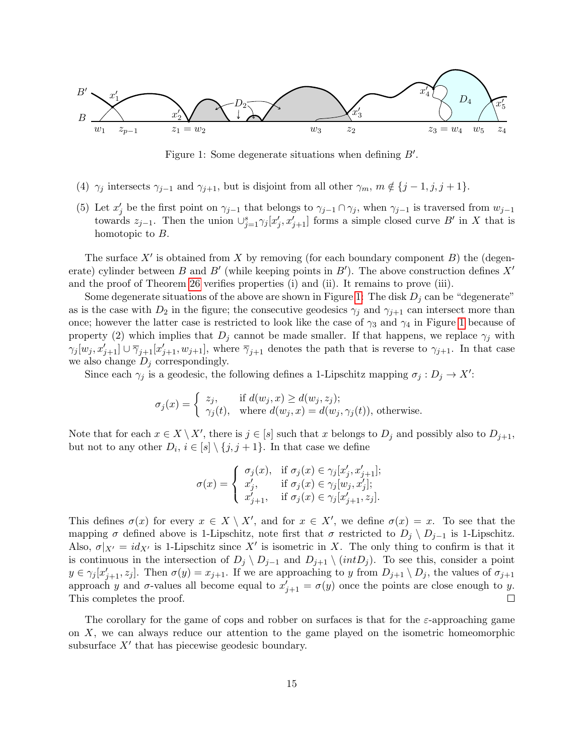Figure 1: Some degenerate situations when defining $B'$.

(4) $\gamma_j$ intersects $\gamma_{j-1}$ and $\gamma_{j+1}$, but is disjoint from all other $\gamma_m$, $m \notin \{j-1, j, j+1\}$.

(5) Let $x'_j$ be the first point on $\gamma_{j-1}$ that belongs to $\gamma_{j-1} \cap \gamma_j$, when $\gamma_{j-1}$ is traversed from $w_{j-1}$ towards $z_{j-1}$. Then the union $\cup_{j=1}^{s} \gamma_j[x'_j, x'_{j+1}]$ forms a simple closed curve $B'$ in $X$ that is homotopic to $B$.

The surface $X'$ is obtained from $X$ by removing (for each boundary component $B$) the (degenerate) cylinder between $B$ and $B'$ (while keeping points in $B'$). The above construction defines $X'$ and the proof of Theorem 26 verifies properties (i) and (ii). It remains to prove (iii).

Some degenerate situations of the above are shown in Figure 1: The disk $D_j$ can be "degenerate" as is the case with $D_2$ in the figure; the consecutive geodesics $\gamma_j$ and $\gamma_{j+1}$ can intersect more than once; however the latter case is restricted to look like the case of $\gamma_3$ and $\gamma_4$ in Figure 1 because of property (2) which implies that $D_j$ cannot be made smaller. If that happens, we replace $\gamma_j$ with $\gamma_j[w_j, x'_{j+1}] \cup \overline{\gamma}_{j+1}[x'_{j+1}, w_{j+1}]$, where $\overline{\gamma}_{j+1}$ denotes the path that is reverse to $\gamma_{j+1}$. In that case we also change $D_j$ correspondingly.

Since each $\gamma_j$ is a geodesic, the following defines a 1-Lipschitz mapping $\sigma_j : D_j \to X'$:

$$\sigma_j(x) = \begin{cases} z_j, & \text{if } d(w_j, x) \geq d(w_j, z_j); \\ \gamma_j(t), & \text{where } d(w_j, x) = d(w_j, \gamma_j(t)), \text{ otherwise.} \end{cases}$$

Note that for each $x \in X \setminus X'$, there is $j \in [s]$ such that $x$ belongs to $D_j$ and possibly also to $D_{j+1}$, but not to any other $D_i$, $i \in [s] \setminus \{j, j+1\}$. In that case we define

$$\sigma(x) = \begin{cases} \sigma_j(x), & \text{if } \sigma_j(x) \in \gamma_j[x'_j, x'_{j+1}]; \\ x'_j, & \text{if } \sigma_j(x) \in \gamma_j[w_j, x'_j]; \\ x'_{j+1}, & \text{if } \sigma_j(x) \in \gamma_j[x'_{j+1}, z_j]. \end{cases}$$

This defines $\sigma(x)$ for every $x \in X \setminus X'$, and for $x \in X'$, we define $\sigma(x) = x$. To see that the mapping $\sigma$ defined above is 1-Lipschitz, note first that $\sigma$ restricted to $D_j \setminus D_{j-1}$ is 1-Lipschitz. Also, $\sigma|_{X'} = id_{X'}$ is 1-Lipschitz since $X'$ is isometric in $X$. The only thing to confirm is that it is continuous in the intersection of $D_j \setminus D_{j-1}$ and $D_{j+1} \setminus (intD_j)$. To see this, consider a point $y \in \gamma_j[x'_{j+1}, z_j]$. Then $\sigma(y) = x_{j+1}$. If we are approaching to $y$ from $D_{j+1} \setminus D_j$, the values of $\sigma_{j+1}$ approach $y$ and $\sigma$-values all become equal to $x'_{j+1} = \sigma(y)$ once the points are close enough to $y$. This completes the proof. ∎

The corollary for the game of cops and robber on surfaces is that for the $\varepsilon$-approaching game on $X$, we can always reduce our attention to the game played on the isometric homeomorphic subsurface $X'$ that has piecewise geodesic boundary.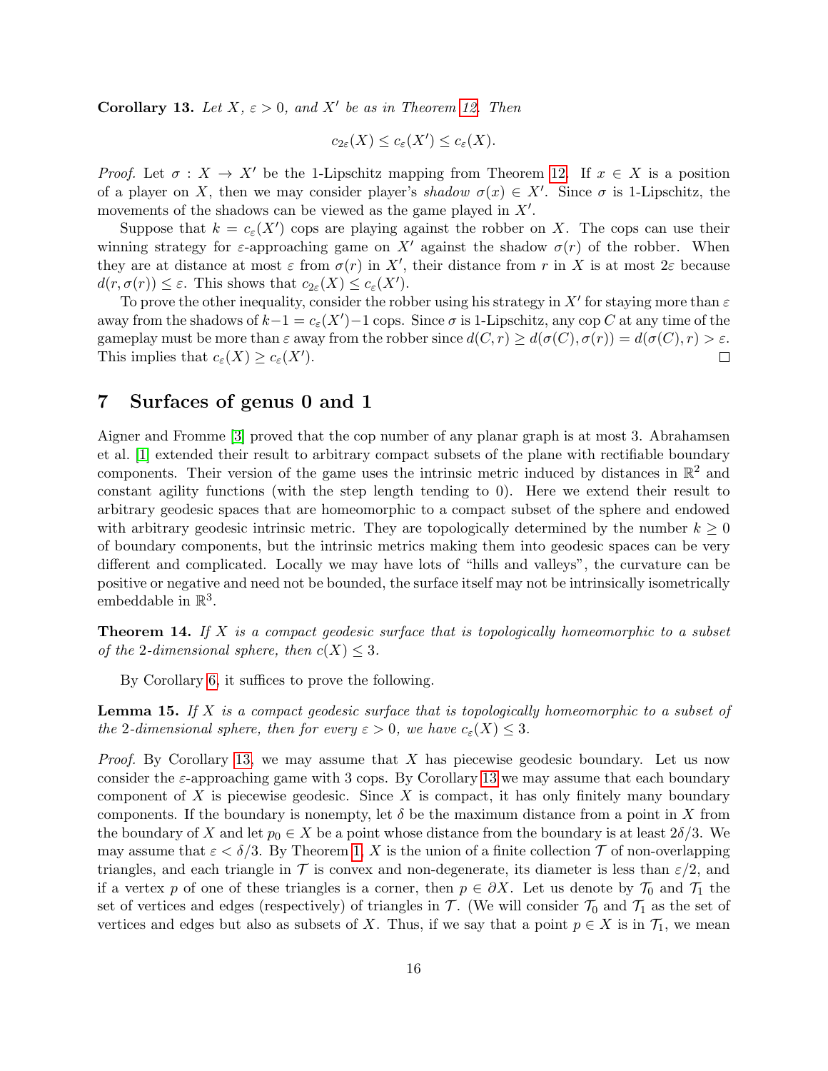**Corollary 13.** *Let $X$, $\varepsilon > 0$, and $X'$ be as in Theorem 12. Then*

$$c_{2\varepsilon}(X) \le c_\varepsilon(X') \le c_\varepsilon(X).$$

*Proof.* Let $\sigma : X \to X'$ be the 1-Lipschitz mapping from Theorem 12. If $x \in X$ is a position of a player on $X$, then we may consider player's *shadow* $\sigma(x) \in X'$. Since $\sigma$ is 1-Lipschitz, the movements of the shadows can be viewed as the game played in $X'$.

Suppose that $k = c_\varepsilon(X')$ cops are playing against the robber on $X$. The cops can use their winning strategy for $\varepsilon$-approaching game on $X'$ against the shadow $\sigma(r)$ of the robber. When they are at distance at most $\varepsilon$ from $\sigma(r)$ in $X'$, their distance from $r$ in $X$ is at most $2\varepsilon$ because $d(r, \sigma(r)) \le \varepsilon$. This shows that $c_{2\varepsilon}(X) \le c_\varepsilon(X')$.

To prove the other inequality, consider the robber using his strategy in $X'$ for staying more than $\varepsilon$ away from the shadows of $k-1 = c_\varepsilon(X')-1$ cops. Since $\sigma$ is 1-Lipschitz, any cop $C$ at any time of the gameplay must be more than $\varepsilon$ away from the robber since $d(C, r) \ge d(\sigma(C), \sigma(r)) = d(\sigma(C), r) > \varepsilon$. This implies that $c_\varepsilon(X) \ge c_\varepsilon(X')$. □

# 7 Surfaces of genus 0 and 1

Aigner and Fromme [3] proved that the cop number of any planar graph is at most 3. Abrahamsen et al. [1] extended their result to arbitrary compact subsets of the plane with rectifiable boundary components. Their version of the game uses the intrinsic metric induced by distances in $\mathbb{R}^2$ and constant agility functions (with the step length tending to 0). Here we extend their result to arbitrary geodesic spaces that are homeomorphic to a compact subset of the sphere and endowed with arbitrary geodesic intrinsic metric. They are topologically determined by the number $k \ge 0$ of boundary components, but the intrinsic metrics making them into geodesic spaces can be very different and complicated. Locally we may have lots of "hills and valleys", the curvature can be positive or negative and need not be bounded, the surface itself may not be intrinsically isometrically embeddable in $\mathbb{R}^3$.

**Theorem 14.** *If $X$ is a compact geodesic surface that is topologically homeomorphic to a subset of the 2-dimensional sphere, then $c(X) \le 3$.*

By Corollary 6, it suffices to prove the following.

**Lemma 15.** *If $X$ is a compact geodesic surface that is topologically homeomorphic to a subset of the 2-dimensional sphere, then for every $\varepsilon > 0$, we have $c_\varepsilon(X) \le 3$.*

*Proof.* By Corollary 13, we may assume that $X$ has piecewise geodesic boundary. Let us now consider the $\varepsilon$-approaching game with 3 cops. By Corollary 13 we may assume that each boundary component of $X$ is piecewise geodesic. Since $X$ is compact, it has only finitely many boundary components. If the boundary is nonempty, let $\delta$ be the maximum distance from a point in $X$ from the boundary of $X$ and let $p_0 \in X$ be a point whose distance from the boundary is at least $2\delta/3$. We may assume that $\varepsilon < \delta/3$. By Theorem 1, $X$ is the union of a finite collection $\mathcal{T}$ of non-overlapping triangles, and each triangle in $\mathcal{T}$ is convex and non-degenerate, its diameter is less than $\varepsilon/2$, and if a vertex $p$ of one of these triangles is a corner, then $p \in \partial X$. Let us denote by $\mathcal{T}_0$ and $\mathcal{T}_1$ the set of vertices and edges (respectively) of triangles in $\mathcal{T}$. (We will consider $\mathcal{T}_0$ and $\mathcal{T}_1$ as the set of vertices and edges but also as subsets of $X$. Thus, if we say that a point $p \in X$ is in $\mathcal{T}_1$, we mean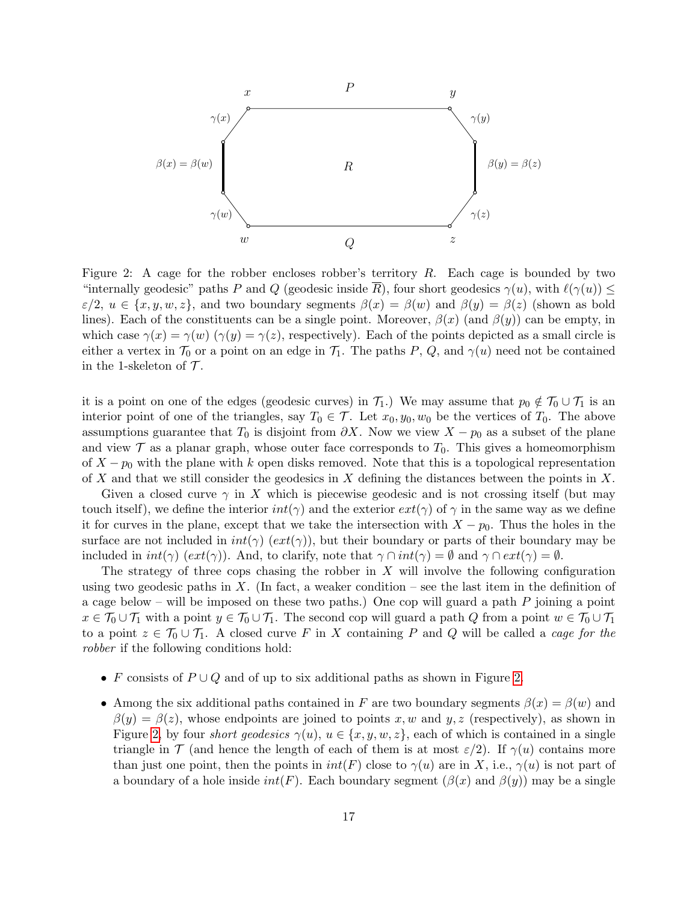Figure 2: A cage for the robber encloses robber's territory $R$. Each cage is bounded by two "internally geodesic" paths $P$ and $Q$ (geodesic inside $\overline{R}$), four short geodesics $\gamma(u)$, with $\ell(\gamma(u)) \le \varepsilon/2$, $u \in \{x, y, w, z\}$, and two boundary segments $\beta(x) = \beta(w)$ and $\beta(y) = \beta(z)$ (shown as bold lines). Each of the constituents can be a single point. Moreover, $\beta(x)$ (and $\beta(y)$) can be empty, in which case $\gamma(x) = \gamma(w)$ ($\gamma(y) = \gamma(z)$, respectively). Each of the points depicted as a small circle is either a vertex in $\mathcal{T}_0$ or a point on an edge in $\mathcal{T}_1$. The paths $P$, $Q$, and $\gamma(u)$ need not be contained in the 1-skeleton of $\mathcal{T}$.

it is a point on one of the edges (geodesic curves) in $\mathcal{T}_1$.) We may assume that $p_0 \notin \mathcal{T}_0 \cup \mathcal{T}_1$ is an interior point of one of the triangles, say $T_0 \in \mathcal{T}$. Let $x_0, y_0, w_0$ be the vertices of $T_0$. The above assumptions guarantee that $T_0$ is disjoint from $\partial X$. Now we view $X - p_0$ as a subset of the plane and view $\mathcal{T}$ as a planar graph, whose outer face corresponds to $T_0$. This gives a homeomorphism of $X - p_0$ with the plane with $k$ open disks removed. Note that this is a topological representation of $X$ and that we still consider the geodesics in $X$ defining the distances between the points in $X$.

Given a closed curve $\gamma$ in $X$ which is piecewise geodesic and is not crossing itself (but may touch itself), we define the interior $int(\gamma)$ and the exterior $ext(\gamma)$ of $\gamma$ in the same way as we define it for curves in the plane, except that we take the intersection with $X - p_0$. Thus the holes in the surface are not included in $int(\gamma)$ ($ext(\gamma)$), but their boundary or parts of their boundary may be included in $int(\gamma)$ ($ext(\gamma)$). And, to clarify, note that $\gamma \cap int(\gamma) = \emptyset$ and $\gamma \cap ext(\gamma) = \emptyset$.

The strategy of three cops chasing the robber in $X$ will involve the following configuration using two geodesic paths in $X$. (In fact, a weaker condition – see the last item in the definition of a cage below – will be imposed on these two paths.) One cop will guard a path $P$ joining a point $x \in \mathcal{T}_0 \cup \mathcal{T}_1$ with a point $y \in \mathcal{T}_0 \cup \mathcal{T}_1$. The second cop will guard a path $Q$ from a point $w \in \mathcal{T}_0 \cup \mathcal{T}_1$ to a point $z \in \mathcal{T}_0 \cup \mathcal{T}_1$. A closed curve $F$ in $X$ containing $P$ and $Q$ will be called a *cage for the robber* if the following conditions hold:

- $F$ consists of $P \cup Q$ and of up to six additional paths as shown in Figure 2.
- Among the six additional paths contained in $F$ are two boundary segments $\beta(x) = \beta(w)$ and $\beta(y) = \beta(z)$, whose endpoints are joined to points $x, w$ and $y, z$ (respectively), as shown in Figure 2, by four *short geodesics* $\gamma(u)$, $u \in \{x, y, w, z\}$, each of which is contained in a single triangle in $\mathcal{T}$ (and hence the length of each of them is at most $\varepsilon/2$). If $\gamma(u)$ contains more than just one point, then the points in $int(F)$ close to $\gamma(u)$ are in $X$, i.e., $\gamma(u)$ is not part of a boundary of a hole inside $int(F)$. Each boundary segment ($\beta(x)$ and $\beta(y)$) may be a single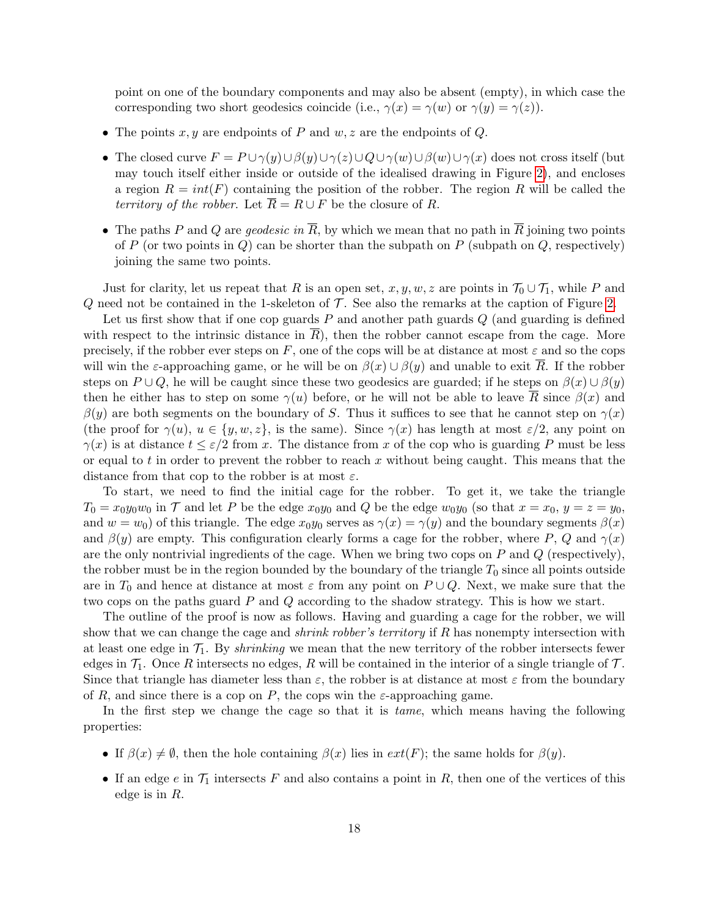point on one of the boundary components and may also be absent (empty), in which case the corresponding two short geodesics coincide (i.e., $\gamma(x) = \gamma(w)$ or $\gamma(y) = \gamma(z)$).

- The points $x, y$ are endpoints of $P$ and $w, z$ are the endpoints of $Q$.
- The closed curve $F = P \cup \gamma(y) \cup \beta(y) \cup \gamma(z) \cup Q \cup \gamma(w) \cup \beta(w) \cup \gamma(x)$ does not cross itself (but may touch itself either inside or outside of the idealised drawing in Figure 2), and encloses a region $R = int(F)$ containing the position of the robber. The region $R$ will be called the *territory of the robber*. Let $\overline{R} = R \cup F$ be the closure of $R$.
- The paths $P$ and $Q$ are *geodesic in* $\overline{R}$, by which we mean that no path in $\overline{R}$ joining two points of $P$ (or two points in $Q$) can be shorter than the subpath on $P$ (subpath on $Q$, respectively) joining the same two points.

Just for clarity, let us repeat that $R$ is an open set, $x, y, w, z$ are points in $\mathcal{T}_0 \cup \mathcal{T}_1$, while $P$ and $Q$ need not be contained in the 1-skeleton of $\mathcal{T}$. See also the remarks at the caption of Figure 2.

Let us first show that if one cop guards $P$ and another path guards $Q$ (and guarding is defined with respect to the intrinsic distance in $\overline{R}$), then the robber cannot escape from the cage. More precisely, if the robber ever steps on $F$, one of the cops will be at distance at most $\varepsilon$ and so the cops will win the $\varepsilon$-approaching game, or he will be on $\beta(x) \cup \beta(y)$ and unable to exit $\overline{R}$. If the robber steps on $P \cup Q$, he will be caught since these two geodesics are guarded; if he steps on $\beta(x) \cup \beta(y)$ then he either has to step on some $\gamma(u)$ before, or he will not be able to leave $\overline{R}$ since $\beta(x)$ and $\beta(y)$ are both segments on the boundary of $S$. Thus it suffices to see that he cannot step on $\gamma(x)$ (the proof for $\gamma(u)$, $u \in \{y, w, z\}$, is the same). Since $\gamma(x)$ has length at most $\varepsilon/2$, any point on $\gamma(x)$ is at distance $t \le \varepsilon/2$ from $x$. The distance from $x$ of the cop who is guarding $P$ must be less or equal to $t$ in order to prevent the robber to reach $x$ without being caught. This means that the distance from that cop to the robber is at most $\varepsilon$.

To start, we need to find the initial cage for the robber. To get it, we take the triangle $T_0 = x_0y_0w_0$ in $\mathcal{T}$ and let $P$ be the edge $x_0y_0$ and $Q$ be the edge $w_0y_0$ (so that $x = x_0$, $y = z = y_0$, and $w = w_0$) of this triangle. The edge $x_0y_0$ serves as $\gamma(x) = \gamma(y)$ and the boundary segments $\beta(x)$ and $\beta(y)$ are empty. This configuration clearly forms a cage for the robber, where $P$, $Q$ and $\gamma(x)$ are the only nontrivial ingredients of the cage. When we bring two cops on $P$ and $Q$ (respectively), the robber must be in the region bounded by the boundary of the triangle $T_0$ since all points outside are in $T_0$ and hence at distance at most $\varepsilon$ from any point on $P \cup Q$. Next, we make sure that the two cops on the paths $P$ and $Q$ guard them according to the shadow strategy. This is how we start.

The outline of the proof is now as follows. Having and guarding a cage for the robber, we will show that we can change the cage and *shrink robber's territory* if $R$ has nonempty intersection with at least one edge in $\mathcal{T}_1$. By *shrinking* we mean that the new territory of the robber intersects fewer edges in $\mathcal{T}_1$. Once $R$ intersects no edges, $R$ will be contained in the interior of a single triangle of $\mathcal{T}$. Since that triangle has diameter less than $\varepsilon$, the robber is at distance at most $\varepsilon$ from the boundary of $R$, and since there is a cop on $P$, the cops win the $\varepsilon$-approaching game.

In the first step we change the cage so that it is *tame*, which means having the following properties:

- If $\beta(x) \neq \emptyset$, then the hole containing $\beta(x)$ lies in $ext(F)$; the same holds for $\beta(y)$.
- If an edge $e$ in $\mathcal{T}_1$ intersects $F$ and also contains a point in $R$, then one of the vertices of this edge is in $R$.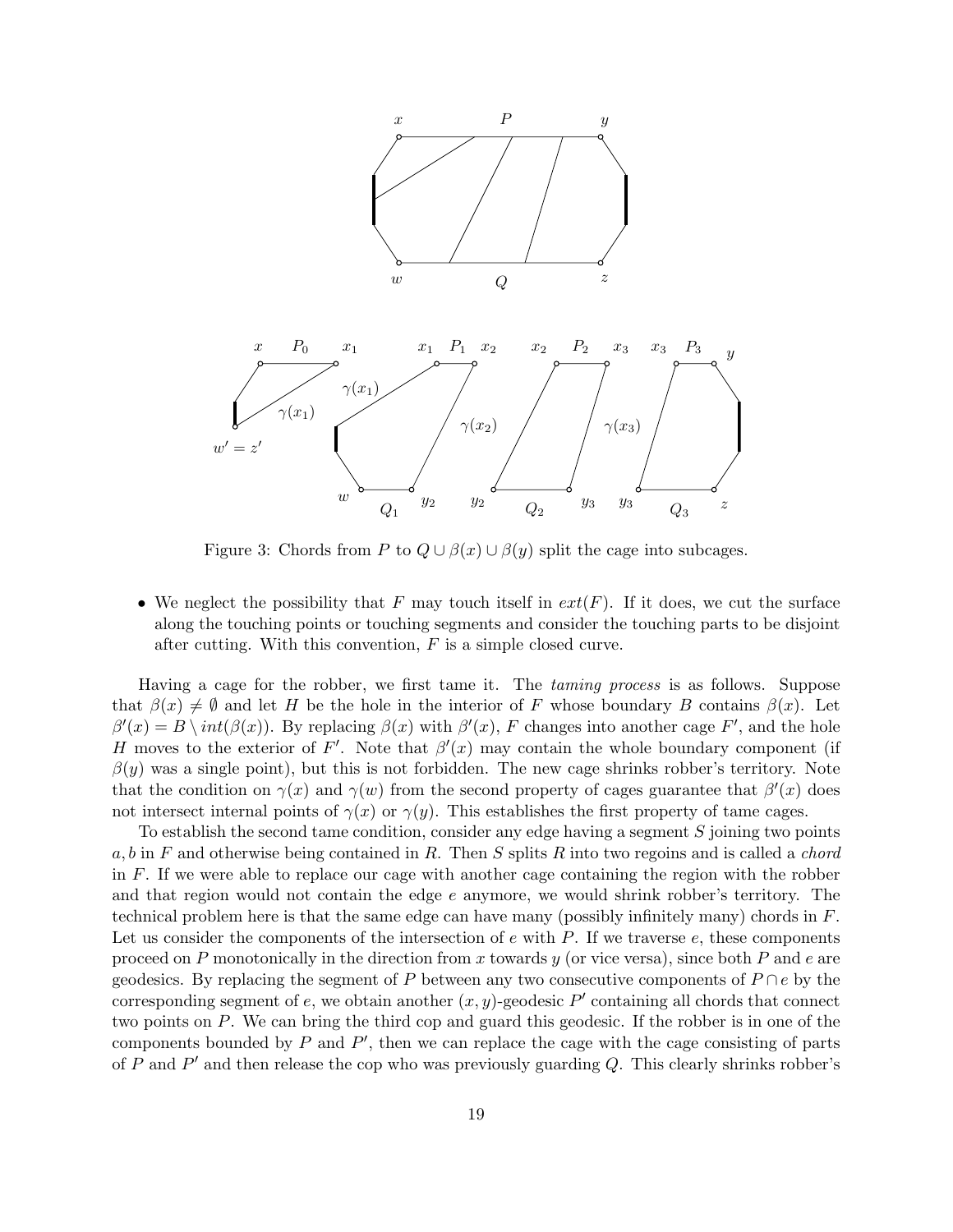Figure 3: Chords from $P$ to $Q \cup \beta(x) \cup \beta(y)$ split the cage into subcages.

- We neglect the possibility that $F$ may touch itself in $ext(F)$. If it does, we cut the surface along the touching points or touching segments and consider the touching parts to be disjoint after cutting. With this convention, $F$ is a simple closed curve.

Having a cage for the robber, we first tame it. The *taming process* is as follows. Suppose that $\beta(x) \neq \emptyset$ and let $H$ be the hole in the interior of $F$ whose boundary $B$ contains $\beta(x)$. Let $\beta'(x) = B \setminus int(\beta(x))$. By replacing $\beta(x)$ with $\beta'(x)$, $F$ changes into another cage $F'$, and the hole $H$ moves to the exterior of $F'$. Note that $\beta'(x)$ may contain the whole boundary component (if $\beta(y)$ was a single point), but this is not forbidden. The new cage shrinks robber's territory. Note that the condition on $\gamma(x)$ and $\gamma(w)$ from the second property of cages guarantee that $\beta'(x)$ does not intersect internal points of $\gamma(x)$ or $\gamma(y)$. This establishes the first property of tame cages.

To establish the second tame condition, consider any edge having a segment $S$ joining two points $a, b$ in $F$ and otherwise being contained in $R$. Then $S$ splits $R$ into two regoins and is called a *chord* in $F$. If we were able to replace our cage with another cage containing the region with the robber and that region would not contain the edge $e$ anymore, we would shrink robber's territory. The technical problem here is that the same edge can have many (possibly infinitely many) chords in $F$. Let us consider the components of the intersection of $e$ with $P$. If we traverse $e$, these components proceed on $P$ monotonically in the direction from $x$ towards $y$ (or vice versa), since both $P$ and $e$ are geodesics. By replacing the segment of $P$ between any two consecutive components of $P \cap e$ by the corresponding segment of $e$, we obtain another $(x, y)$-geodesic $P'$ containing all chords that connect two points on $P$. We can bring the third cop and guard this geodesic. If the robber is in one of the components bounded by $P$ and $P'$, then we can replace the cage with the cage consisting of parts of $P$ and $P'$ and then release the cop who was previously guarding $Q$. This clearly shrinks robber's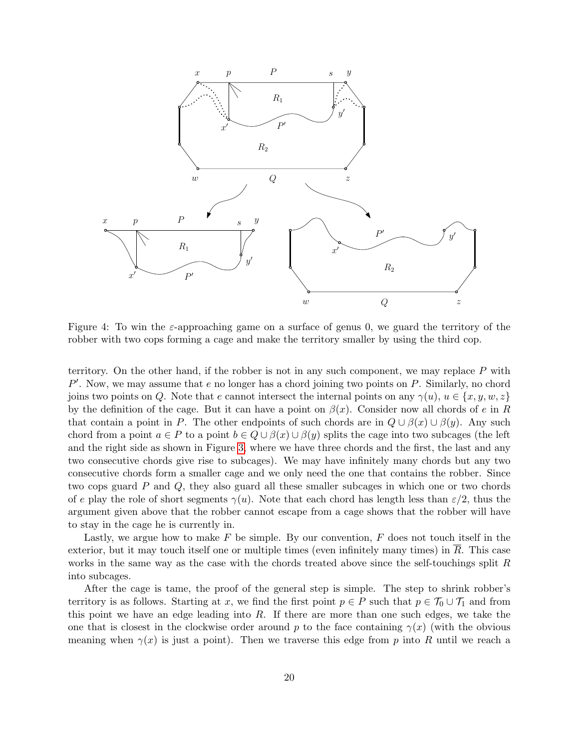Figure 4: To win the $\varepsilon$-approaching game on a surface of genus 0, we guard the territory of the robber with two cops forming a cage and make the territory smaller by using the third cop.

territory. On the other hand, if the robber is not in any such component, we may replace $P$ with $P'$. Now, we may assume that $e$ no longer has a chord joining two points on $P$. Similarly, no chord joins two points on $Q$. Note that $e$ cannot intersect the internal points on any $\gamma(u)$, $u \in \{x, y, w, z\}$ by the definition of the cage. But it can have a point on $\beta(x)$. Consider now all chords of $e$ in $R$ that contain a point in $P$. The other endpoints of such chords are in $Q \cup \beta(x) \cup \beta(y)$. Any such chord from a point $a \in P$ to a point $b \in Q \cup \beta(x) \cup \beta(y)$ splits the cage into two subcages (the left and the right side as shown in Figure 3, where we have three chords and the first, the last and any two consecutive chords give rise to subcages). We may have infinitely many chords but any two consecutive chords form a smaller cage and we only need the one that contains the robber. Since two cops guard $P$ and $Q$, they also guard all these smaller subcages in which one or two chords of $e$ play the role of short segments $\gamma(u)$. Note that each chord has length less than $\varepsilon/2$, thus the argument given above that the robber cannot escape from a cage shows that the robber will have to stay in the cage he is currently in.

Lastly, we argue how to make $F$ be simple. By our convention, $F$ does not touch itself in the exterior, but it may touch itself one or multiple times (even infinitely many times) in $\overline{R}$. This case works in the same way as the case with the chords treated above since the self-touchings split $R$ into subcages.

After the cage is tame, the proof of the general step is simple. The step to shrink robber's territory is as follows. Starting at $x$, we find the first point $p \in P$ such that $p \in \mathcal{T}_0 \cup \mathcal{T}_1$ and from this point we have an edge leading into $R$. If there are more than one such edges, we take the one that is closest in the clockwise order around $p$ to the face containing $\gamma(x)$ (with the obvious meaning when $\gamma(x)$ is just a point). Then we traverse this edge from $p$ into $R$ until we reach a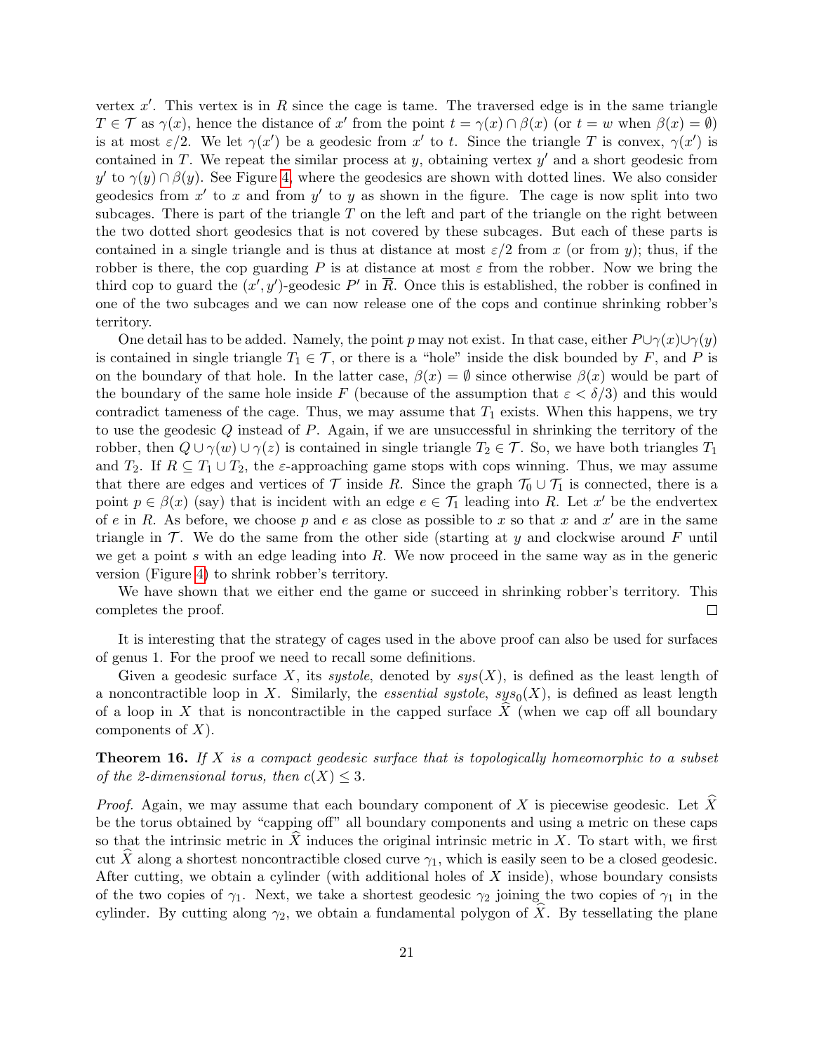vertex $x'$. This vertex is in $R$ since the cage is tame. The traversed edge is in the same triangle $T \in \mathcal{T}$ as $\gamma(x)$, hence the distance of $x'$ from the point $t = \gamma(x) \cap \beta(x)$ (or $t = w$ when $\beta(x) = \emptyset$) is at most $\varepsilon/2$. We let $\gamma(x')$ be a geodesic from $x'$ to $t$. Since the triangle $T$ is convex, $\gamma(x')$ is contained in $T$. We repeat the similar process at $y$, obtaining vertex $y'$ and a short geodesic from $y'$ to $\gamma(y) \cap \beta(y)$. See Figure 4, where the geodesics are shown with dotted lines. We also consider geodesics from $x'$ to $x$ and from $y'$ to $y$ as shown in the figure. The cage is now split into two subcages. There is part of the triangle $T$ on the left and part of the triangle on the right between the two dotted short geodesics that is not covered by these subcages. But each of these parts is contained in a single triangle and is thus at distance at most $\varepsilon/2$ from $x$ (or from $y$); thus, if the robber is there, the cop guarding $P$ is at distance at most $\varepsilon$ from the robber. Now we bring the third cop to guard the $(x', y')$-geodesic $P'$ in $\overline{R}$. Once this is established, the robber is confined in one of the two subcages and we can now release one of the cops and continue shrinking robber's territory.

One detail has to be added. Namely, the point $p$ may not exist. In that case, either $P \cup \gamma(x) \cup \gamma(y)$ is contained in single triangle $T_1 \in \mathcal{T}$, or there is a "hole" inside the disk bounded by $F$, and $P$ is on the boundary of that hole. In the latter case, $\beta(x) = \emptyset$ since otherwise $\beta(x)$ would be part of the boundary of the same hole inside $F$ (because of the assumption that $\varepsilon < \delta/3$) and this would contradict tameness of the cage. Thus, we may assume that $T_1$ exists. When this happens, we try to use the geodesic $Q$ instead of $P$. Again, if we are unsuccessful in shrinking the territory of the robber, then $Q \cup \gamma(w) \cup \gamma(z)$ is contained in single triangle $T_2 \in \mathcal{T}$. So, we have both triangles $T_1$ and $T_2$. If $R \subseteq T_1 \cup T_2$, the $\varepsilon$-approaching game stops with cops winning. Thus, we may assume that there are edges and vertices of $\mathcal{T}$ inside $R$. Since the graph $\mathcal{T}_0 \cup \mathcal{T}_1$ is connected, there is a point $p \in \beta(x)$ (say) that is incident with an edge $e \in \mathcal{T}_1$ leading into $R$. Let $x'$ be the endvertex of $e$ in $R$. As before, we choose $p$ and $e$ as close as possible to $x$ so that $x$ and $x'$ are in the same triangle in $\mathcal{T}$. We do the same from the other side (starting at $y$ and clockwise around $F$ until we get a point $s$ with an edge leading into $R$. We now proceed in the same way as in the generic version (Figure 4) to shrink robber's territory.

We have shown that we either end the game or succeed in shrinking robber's territory. This completes the proof. $\square$

It is interesting that the strategy of cages used in the above proof can also be used for surfaces of genus 1. For the proof we need to recall some definitions.

Given a geodesic surface $X$, its *systole*, denoted by $sys(X)$, is defined as the least length of a noncontractible loop in $X$. Similarly, the *essential systole*, $sys_0(X)$, is defined as least length of a loop in $X$ that is noncontractible in the capped surface $\widehat{X}$ (when we cap off all boundary components of $X$).

**Theorem 16.** *If $X$ is a compact geodesic surface that is topologically homeomorphic to a subset of the 2-dimensional torus, then $c(X) \le 3$.*

*Proof.* Again, we may assume that each boundary component of $X$ is piecewise geodesic. Let $\widehat{X}$ be the torus obtained by "capping off" all boundary components and using a metric on these caps so that the intrinsic metric in $\widehat{X}$ induces the original intrinsic metric in $X$. To start with, we first cut $\widehat{X}$ along a shortest noncontractible closed curve $\gamma_1$, which is easily seen to be a closed geodesic. After cutting, we obtain a cylinder (with additional holes of $X$ inside), whose boundary consists of the two copies of $\gamma_1$. Next, we take a shortest geodesic $\gamma_2$ joining the two copies of $\gamma_1$ in the cylinder. By cutting along $\gamma_2$, we obtain a fundamental polygon of $\widehat{X}$. By tessellating the plane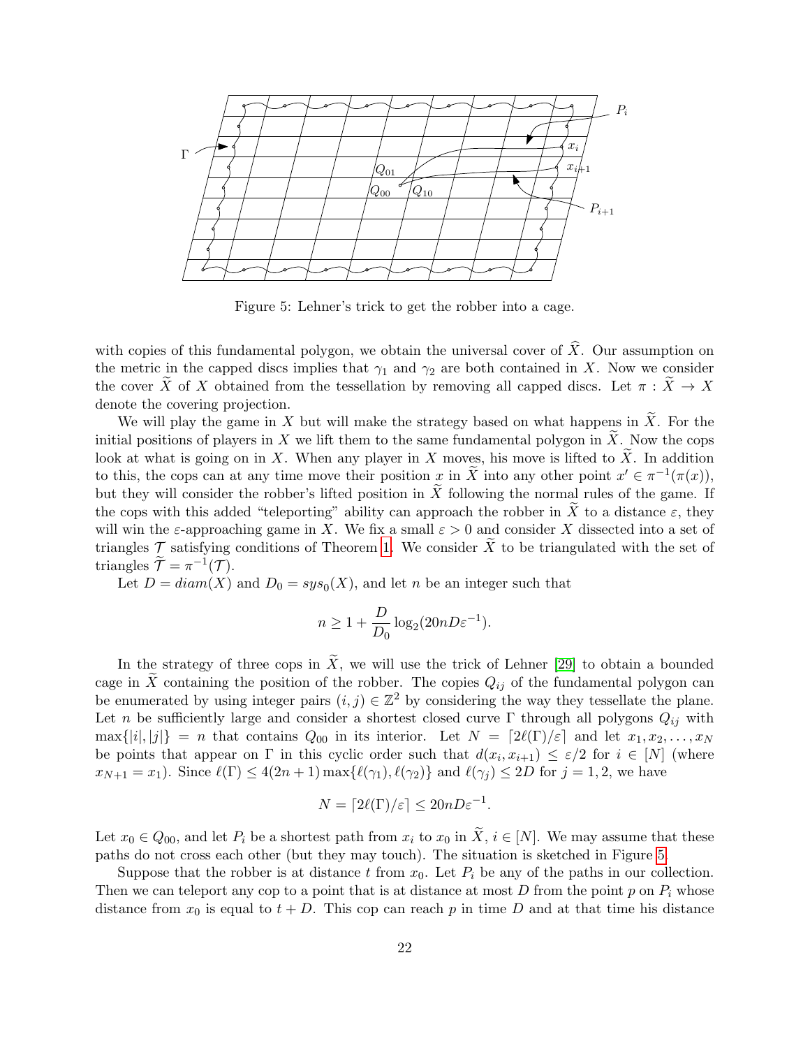Figure 5: Lehner's trick to get the robber into a cage.

with copies of this fundamental polygon, we obtain the universal cover of $\widehat{X}$. Our assumption on the metric in the capped discs implies that $\gamma_1$ and $\gamma_2$ are both contained in $X$. Now we consider the cover $\widetilde{X}$ of $X$ obtained from the tessellation by removing all capped discs. Let $\pi : \widetilde{X} \to X$ denote the covering projection.

We will play the game in $X$ but will make the strategy based on what happens in $\widetilde{X}$. For the initial positions of players in $X$ we lift them to the same fundamental polygon in $\widetilde{X}$. Now the cops look at what is going on in $X$. When any player in $X$ moves, his move is lifted to $\widetilde{X}$. In addition to this, the cops can at any time move their position $x$ in $\widetilde{X}$ into any other point $x' \in \pi^{-1}(\pi(x))$, but they will consider the robber's lifted position in $\widetilde{X}$ following the normal rules of the game. If the cops with this added "teleporting" ability can approach the robber in $\widetilde{X}$ to a distance $\varepsilon$, they will win the $\varepsilon$-approaching game in $X$. We fix a small $\varepsilon > 0$ and consider $X$ dissected into a set of triangles $\mathcal{T}$ satisfying conditions of Theorem 1. We consider $\widetilde{X}$ to be triangulated with the set of triangles $\widetilde{\mathcal{T}} = \pi^{-1}(\mathcal{T})$.

Let $D = diam(X)$ and $D_0 = sys_0(X)$, and let $n$ be an integer such that

$$n \geq 1 + \frac{D}{D_0} \log_2(20nD\varepsilon^{-1}).$$

In the strategy of three cops in $\widetilde{X}$, we will use the trick of Lehner [29] to obtain a bounded cage in $\widetilde{X}$ containing the position of the robber. The copies $Q_{ij}$ of the fundamental polygon can be enumerated by using integer pairs $(i,j) \in \mathbb{Z}^2$ by considering the way they tessellate the plane. Let $n$ be sufficiently large and consider a shortest closed curve $\Gamma$ through all polygons $Q_{ij}$ with $\max\{|i|,|j|\} = n$ that contains $Q_{00}$ in its interior. Let $N = \lceil 2\ell(\Gamma)/\varepsilon \rceil$ and let $x_1, x_2, \ldots, x_N$ be points that appear on $\Gamma$ in this cyclic order such that $d(x_i, x_{i+1}) \leq \varepsilon/2$ for $i \in [N]$ (where $x_{N+1} = x_1$). Since $\ell(\Gamma) \leq 4(2n+1)\max\{\ell(\gamma_1), \ell(\gamma_2)\}$ and $\ell(\gamma_j) \leq 2D$ for $j = 1, 2$, we have

$$N = \lceil 2\ell(\Gamma)/\varepsilon \rceil \leq 20nD\varepsilon^{-1}.$$

Let $x_0 \in Q_{00}$, and let $P_i$ be a shortest path from $x_i$ to $x_0$ in $\widetilde{X}$, $i \in [N]$. We may assume that these paths do not cross each other (but they may touch). The situation is sketched in Figure 5.

Suppose that the robber is at distance $t$ from $x_0$. Let $P_i$ be any of the paths in our collection. Then we can teleport any cop to a point that is at distance at most $D$ from the point $p$ on $P_i$ whose distance from $x_0$ is equal to $t + D$. This cop can reach $p$ in time $D$ and at that time his distance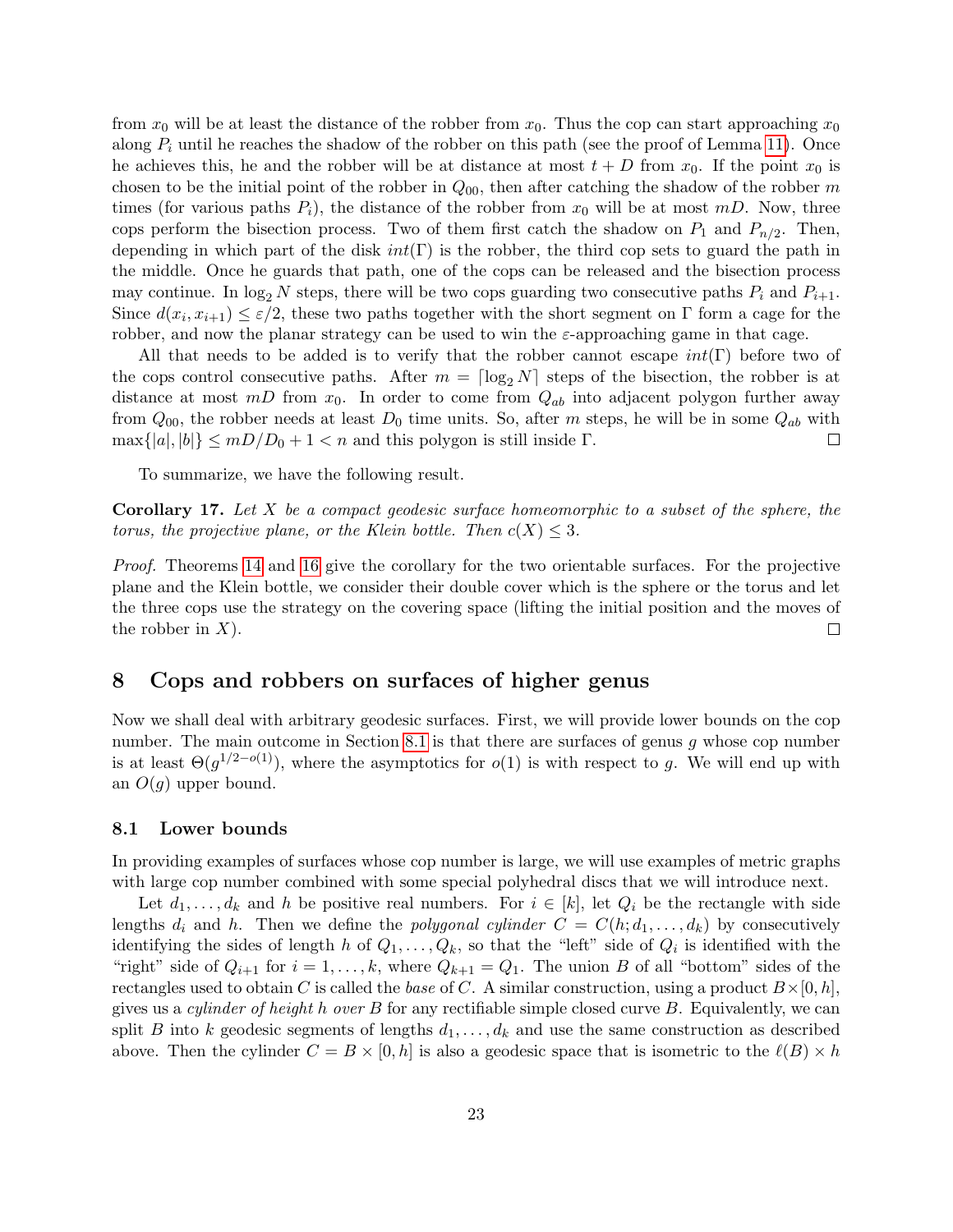from $x_0$ will be at least the distance of the robber from $x_0$. Thus the cop can start approaching $x_0$ along $P_i$ until he reaches the shadow of the robber on this path (see the proof of Lemma 11). Once he achieves this, he and the robber will be at distance at most $t + D$ from $x_0$. If the point $x_0$ is chosen to be the initial point of the robber in $Q_{00}$, then after catching the shadow of the robber $m$ times (for various paths $P_i$), the distance of the robber from $x_0$ will be at most $mD$. Now, three cops perform the bisection process. Two of them first catch the shadow on $P_1$ and $P_{n/2}$. Then, depending in which part of the disk $int(\Gamma)$ is the robber, the third cop sets to guard the path in the middle. Once he guards that path, one of the cops can be released and the bisection process may continue. In $\log_2 N$ steps, there will be two cops guarding two consecutive paths $P_i$ and $P_{i+1}$. Since $d(x_i, x_{i+1}) \leq \varepsilon/2$, these two paths together with the short segment on $\Gamma$ form a cage for the robber, and now the planar strategy can be used to win the $\varepsilon$-approaching game in that cage.

All that needs to be added is to verify that the robber cannot escape $int(\Gamma)$ before two of the cops control consecutive paths. After $m = \lceil \log_2 N \rceil$ steps of the bisection, the robber is at distance at most $mD$ from $x_0$. In order to come from $Q_{ab}$ into adjacent polygon further away from $Q_{00}$, the robber needs at least $D_0$ time units. So, after $m$ steps, he will be in some $Q_{ab}$ with $\max\{|a|, |b|\} \leq mD/D_0 + 1 < n$ and this polygon is still inside $\Gamma$. □

To summarize, we have the following result.

**Corollary 17.** *Let $X$ be a compact geodesic surface homeomorphic to a subset of the sphere, the torus, the projective plane, or the Klein bottle. Then $c(X) \leq 3$.*

*Proof.* Theorems 14 and 16 give the corollary for the two orientable surfaces. For the projective plane and the Klein bottle, we consider their double cover which is the sphere or the torus and let the three cops use the strategy on the covering space (lifting the initial position and the moves of the robber in $X$). □

## 8 Cops and robbers on surfaces of higher genus

Now we shall deal with arbitrary geodesic surfaces. First, we will provide lower bounds on the cop number. The main outcome in Section 8.1 is that there are surfaces of genus $g$ whose cop number is at least $\Theta(g^{1/2-o(1)})$, where the asymptotics for $o(1)$ is with respect to $g$. We will end up with an $O(g)$ upper bound.

### 8.1 Lower bounds

In providing examples of surfaces whose cop number is large, we will use examples of metric graphs with large cop number combined with some special polyhedral discs that we will introduce next.

Let $d_1, \ldots, d_k$ and $h$ be positive real numbers. For $i \in [k]$, let $Q_i$ be the rectangle with side lengths $d_i$ and $h$. Then we define the *polygonal cylinder* $C = C(h; d_1, \ldots, d_k)$ by consecutively identifying the sides of length $h$ of $Q_1, \ldots, Q_k$, so that the "left" side of $Q_i$ is identified with the "right" side of $Q_{i+1}$ for $i = 1, \ldots, k$, where $Q_{k+1} = Q_1$. The union $B$ of all "bottom" sides of the rectangles used to obtain $C$ is called the *base* of $C$. A similar construction, using a product $B \times [0, h]$, gives us a *cylinder of height $h$ over $B$* for any rectifiable simple closed curve $B$. Equivalently, we can split $B$ into $k$ geodesic segments of lengths $d_1, \ldots, d_k$ and use the same construction as described above. Then the cylinder $C = B \times [0, h]$ is also a geodesic space that is isometric to the $\ell(B) \times h$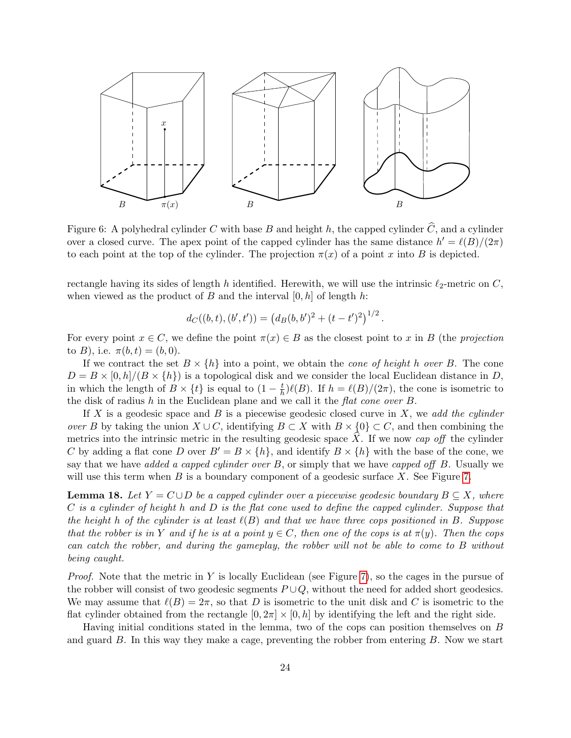Figure 6: A polyhedral cylinder $C$ with base $B$ and height $h$, the capped cylinder $\widehat{C}$, and a cylinder over a closed curve. The apex point of the capped cylinder has the same distance $h' = \ell(B)/(2\pi)$ to each point at the top of the cylinder. The projection $\pi(x)$ of a point $x$ into $B$ is depicted.

rectangle having its sides of length $h$ identified. Herewith, we will use the intrinsic $\ell_2$-metric on $C$, when viewed as the product of $B$ and the interval $[0, h]$ of length $h$:

$$d_C((b,t),(b',t')) = \left(d_B(b,b')^2 + (t-t')^2\right)^{1/2}.$$

For every point $x \in C$, we define the point $\pi(x) \in B$ as the closest point to $x$ in $B$ (the *projection* to $B$), i.e. $\pi(b,t) = (b,0)$.

If we contract the set $B \times \{h\}$ into a point, we obtain the *cone of height $h$ over $B$*. The cone $D = B \times [0,h]/(B \times \{h\})$ is a topological disk and we consider the local Euclidean distance in $D$, in which the length of $B \times \{t\}$ is equal to $(1 - \frac{t}{h})\ell(B)$. If $h = \ell(B)/(2\pi)$, the cone is isometric to the disk of radius $h$ in the Euclidean plane and we call it the *flat cone over $B$*.

If $X$ is a geodesic space and $B$ is a piecewise geodesic closed curve in $X$, we *add the cylinder over $B$* by taking the union $X \cup C$, identifying $B \subset X$ with $B \times \{0\} \subset C$, and then combining the metrics into the intrinsic metric in the resulting geodesic space $\widehat{X}$. If we now *cap off* the cylinder $C$ by adding a flat cone $D$ over $B' = B \times \{h\}$, and identify $B \times \{h\}$ with the base of the cone, we say that we have *added a capped cylinder over $B$*, or simply that we have *capped off* $B$. Usually we will use this term when $B$ is a boundary component of a geodesic surface $X$. See Figure 7.

**Lemma 18.** *Let $Y = C \cup D$ be a capped cylinder over a piecewise geodesic boundary $B \subseteq X$, where $C$ is a cylinder of height $h$ and $D$ is the flat cone used to define the capped cylinder. Suppose that the height $h$ of the cylinder is at least $\ell(B)$ and that we have three cops positioned in $B$. Suppose that the robber is in $Y$ and if he is at a point $y \in C$, then one of the cops is at $\pi(y)$. Then the cops can catch the robber, and during the gameplay, the robber will not be able to come to $B$ without being caught.*

*Proof.* Note that the metric in $Y$ is locally Euclidean (see Figure 7), so the cages in the pursue of the robber will consist of two geodesic segments $P \cup Q$, without the need for added short geodesics. We may assume that $\ell(B) = 2\pi$, so that $D$ is isometric to the unit disk and $C$ is isometric to the flat cylinder obtained from the rectangle $[0, 2\pi] \times [0, h]$ by identifying the left and the right side.

Having initial conditions stated in the lemma, two of the cops can position themselves on $B$ and guard $B$. In this way they make a cage, preventing the robber from entering $B$. Now we start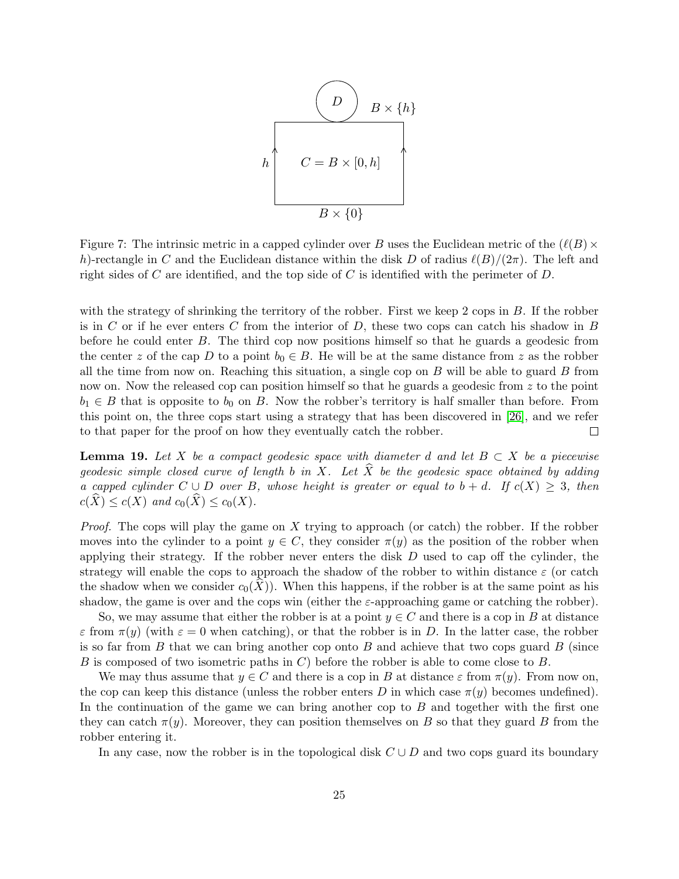Figure 7: The intrinsic metric in a capped cylinder over $B$ uses the Euclidean metric of the $(\ell(B) \times h)$-rectangle in $C$ and the Euclidean distance within the disk $D$ of radius $\ell(B)/(2\pi)$. The left and right sides of $C$ are identified, and the top side of $C$ is identified with the perimeter of $D$.

with the strategy of shrinking the territory of the robber. First we keep 2 cops in $B$. If the robber is in $C$ or if he ever enters $C$ from the interior of $D$, these two cops can catch his shadow in $B$ before he could enter $B$. The third cop now positions himself so that he guards a geodesic from the center $z$ of the cap $D$ to a point $b_0 \in B$. He will be at the same distance from $z$ as the robber all the time from now on. Reaching this situation, a single cop on $B$ will be able to guard $B$ from now on. Now the released cop can position himself so that he guards a geodesic from $z$ to the point $b_1 \in B$ that is opposite to $b_0$ on $B$. Now the robber's territory is half smaller than before. From this point on, the three cops start using a strategy that has been discovered in [26], and we refer to that paper for the proof on how they eventually catch the robber. □

**Lemma 19.** *Let $X$ be a compact geodesic space with diameter $d$ and let $B \subset X$ be a piecewise geodesic simple closed curve of length $b$ in $X$. Let $\widehat{X}$ be the geodesic space obtained by adding a capped cylinder $C \cup D$ over $B$, whose height is greater or equal to $b + d$. If $c(X) \geq 3$, then $c(\widehat{X}) \leq c(X)$ and $c_0(\widehat{X}) \leq c_0(X)$.*

*Proof.* The cops will play the game on $X$ trying to approach (or catch) the robber. If the robber moves into the cylinder to a point $y \in C$, they consider $\pi(y)$ as the position of the robber when applying their strategy. If the robber never enters the disk $D$ used to cap off the cylinder, the strategy will enable the cops to approach the shadow of the robber to within distance $\varepsilon$ (or catch the shadow when we consider $c_0(\widehat{X})$). When this happens, if the robber is at the same point as his shadow, the game is over and the cops win (either the $\varepsilon$-approaching game or catching the robber).

So, we may assume that either the robber is at a point $y \in C$ and there is a cop in $B$ at distance $\varepsilon$ from $\pi(y)$ (with $\varepsilon = 0$ when catching), or that the robber is in $D$. In the latter case, the robber is so far from $B$ that we can bring another cop onto $B$ and achieve that two cops guard $B$ (since $B$ is composed of two isometric paths in $C$) before the robber is able to come close to $B$.

We may thus assume that $y \in C$ and there is a cop in $B$ at distance $\varepsilon$ from $\pi(y)$. From now on, the cop can keep this distance (unless the robber enters $D$ in which case $\pi(y)$ becomes undefined). In the continuation of the game we can bring another cop to $B$ and together with the first one they can catch $\pi(y)$. Moreover, they can position themselves on $B$ so that they guard $B$ from the robber entering it.

In any case, now the robber is in the topological disk $C \cup D$ and two cops guard its boundary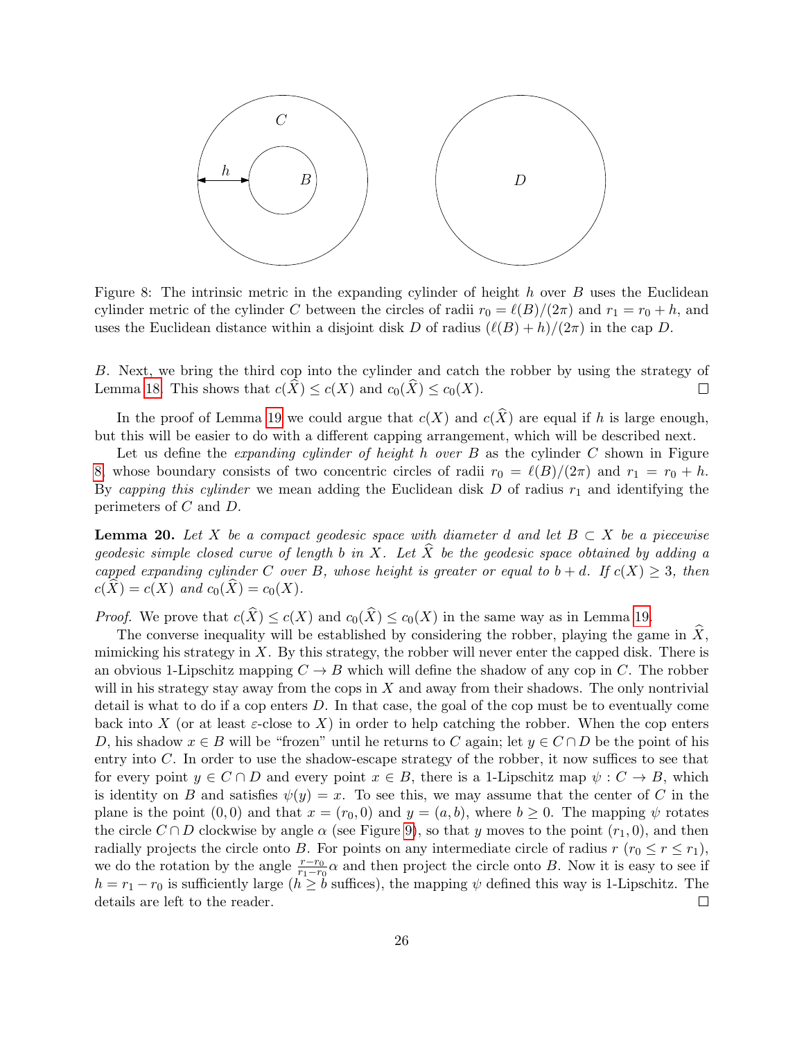Figure 8: The intrinsic metric in the expanding cylinder of height $h$ over $B$ uses the Euclidean cylinder metric of the cylinder $C$ between the circles of radii $r_0 = \ell(B)/(2\pi)$ and $r_1 = r_0 + h$, and uses the Euclidean distance within a disjoint disk $D$ of radius $(\ell(B) + h)/(2\pi)$ in the cap $D$.

$B$. Next, we bring the third cop into the cylinder and catch the robber by using the strategy of Lemma 18. This shows that $c(\widehat{X}) \le c(X)$ and $c_0(\widehat{X}) \le c_0(X)$. □

In the proof of Lemma 19 we could argue that $c(X)$ and $c(\widehat{X})$ are equal if $h$ is large enough, but this will be easier to do with a different capping arrangement, which will be described next.

Let us define the *expanding cylinder of height $h$ over $B$* as the cylinder $C$ shown in Figure 8, whose boundary consists of two concentric circles of radii $r_0 = \ell(B)/(2\pi)$ and $r_1 = r_0 + h$. By *capping this cylinder* we mean adding the Euclidean disk $D$ of radius $r_1$ and identifying the perimeters of $C$ and $D$.

**Lemma 20.** *Let $X$ be a compact geodesic space with diameter $d$ and let $B \subset X$ be a piecewise geodesic simple closed curve of length $b$ in $X$. Let $\widehat{X}$ be the geodesic space obtained by adding a capped expanding cylinder $C$ over $B$, whose height is greater or equal to $b + d$. If $c(X) \ge 3$, then $c(\widehat{X}) = c(X)$ and $c_0(\widehat{X}) = c_0(X)$.*

*Proof.* We prove that $c(\widehat{X}) \le c(X)$ and $c_0(\widehat{X}) \le c_0(X)$ in the same way as in Lemma 19.

The converse inequality will be established by considering the robber, playing the game in $\widehat{X}$, mimicking his strategy in $X$. By this strategy, the robber will never enter the capped disk. There is an obvious 1-Lipschitz mapping $C \to B$ which will define the shadow of any cop in $C$. The robber will in his strategy stay away from the cops in $X$ and away from their shadows. The only nontrivial detail is what to do if a cop enters $D$. In that case, the goal of the cop must be to eventually come back into $X$ (or at least $\varepsilon$-close to $X$) in order to help catching the robber. When the cop enters $D$, his shadow $x \in B$ will be "frozen" until he returns to $C$ again; let $y \in C \cap D$ be the point of his entry into $C$. In order to use the shadow-escape strategy of the robber, it now suffices to see that for every point $y \in C \cap D$ and every point $x \in B$, there is a 1-Lipschitz map $\psi : C \to B$, which is identity on $B$ and satisfies $\psi(y) = x$. To see this, we may assume that the center of $C$ in the plane is the point $(0, 0)$ and that $x = (r_0, 0)$ and $y = (a, b)$, where $b \ge 0$. The mapping $\psi$ rotates the circle $C \cap D$ clockwise by angle $\alpha$ (see Figure 9), so that $y$ moves to the point $(r_1, 0)$, and then radially projects the circle onto $B$. For points on any intermediate circle of radius $r$ ($r_0 \le r \le r_1$), we do the rotation by the angle $\frac{r - r_0}{r_1 - r_0}\alpha$ and then project the circle onto $B$. Now it is easy to see if $h = r_1 - r_0$ is sufficiently large ($h \ge b$ suffices), the mapping $\psi$ defined this way is 1-Lipschitz. The details are left to the reader. □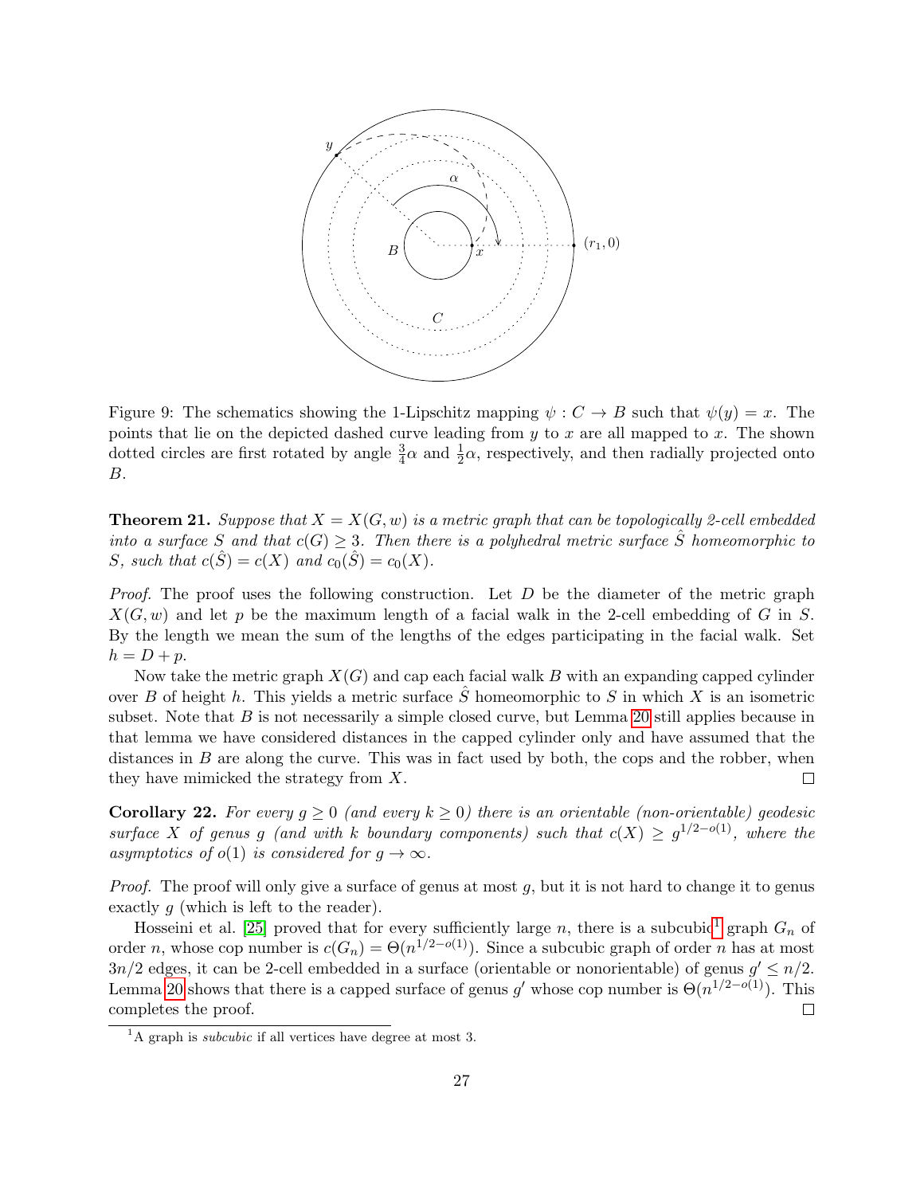Figure 9: The schematics showing the 1-Lipschitz mapping $\psi : C \to B$ such that $\psi(y) = x$. The points that lie on the depicted dashed curve leading from $y$ to $x$ are all mapped to $x$. The shown dotted circles are first rotated by angle $\frac{3}{4}\alpha$ and $\frac{1}{2}\alpha$, respectively, and then radially projected onto $B$.

**Theorem 21.** *Suppose that $X = X(G, w)$ is a metric graph that can be topologically 2-cell embedded into a surface $S$ and that $c(G) \geq 3$. Then there is a polyhedral metric surface $\hat{S}$ homeomorphic to $S$, such that $c(\hat{S}) = c(X)$ and $c_0(\hat{S}) = c_0(X)$.*

*Proof.* The proof uses the following construction. Let $D$ be the diameter of the metric graph $X(G, w)$ and let $p$ be the maximum length of a facial walk in the 2-cell embedding of $G$ in $S$. By the length we mean the sum of the lengths of the edges participating in the facial walk. Set $h = D + p$.

Now take the metric graph $X(G)$ and cap each facial walk $B$ with an expanding capped cylinder over $B$ of height $h$. This yields a metric surface $\hat{S}$ homeomorphic to $S$ in which $X$ is an isometric subset. Note that $B$ is not necessarily a simple closed curve, but Lemma 20 still applies because in that lemma we have considered distances in the capped cylinder only and have assumed that the distances in $B$ are along the curve. This was in fact used by both, the cops and the robber, when they have mimicked the strategy from $X$. □

**Corollary 22.** *For every $g \geq 0$ (and every $k \geq 0$) there is an orientable (non-orientable) geodesic surface $X$ of genus $g$ (and with $k$ boundary components) such that $c(X) \geq g^{1/2-o(1)}$, where the asymptotics of $o(1)$ is considered for $g \to \infty$.*

*Proof.* The proof will only give a surface of genus at most $g$, but it is not hard to change it to genus exactly $g$ (which is left to the reader).

Hosseini et al. [25] proved that for every sufficiently large $n$, there is a subcubic[1] graph $G_n$ of order $n$, whose cop number is $c(G_n) = \Theta(n^{1/2-o(1)})$. Since a subcubic graph of order $n$ has at most $3n/2$ edges, it can be 2-cell embedded in a surface (orientable or nonorientable) of genus $g' \leq n/2$. Lemma 20 shows that there is a capped surface of genus $g'$ whose cop number is $\Theta(n^{1/2-o(1)})$. This completes the proof. □

[1] A graph is *subcubic* if all vertices have degree at most 3.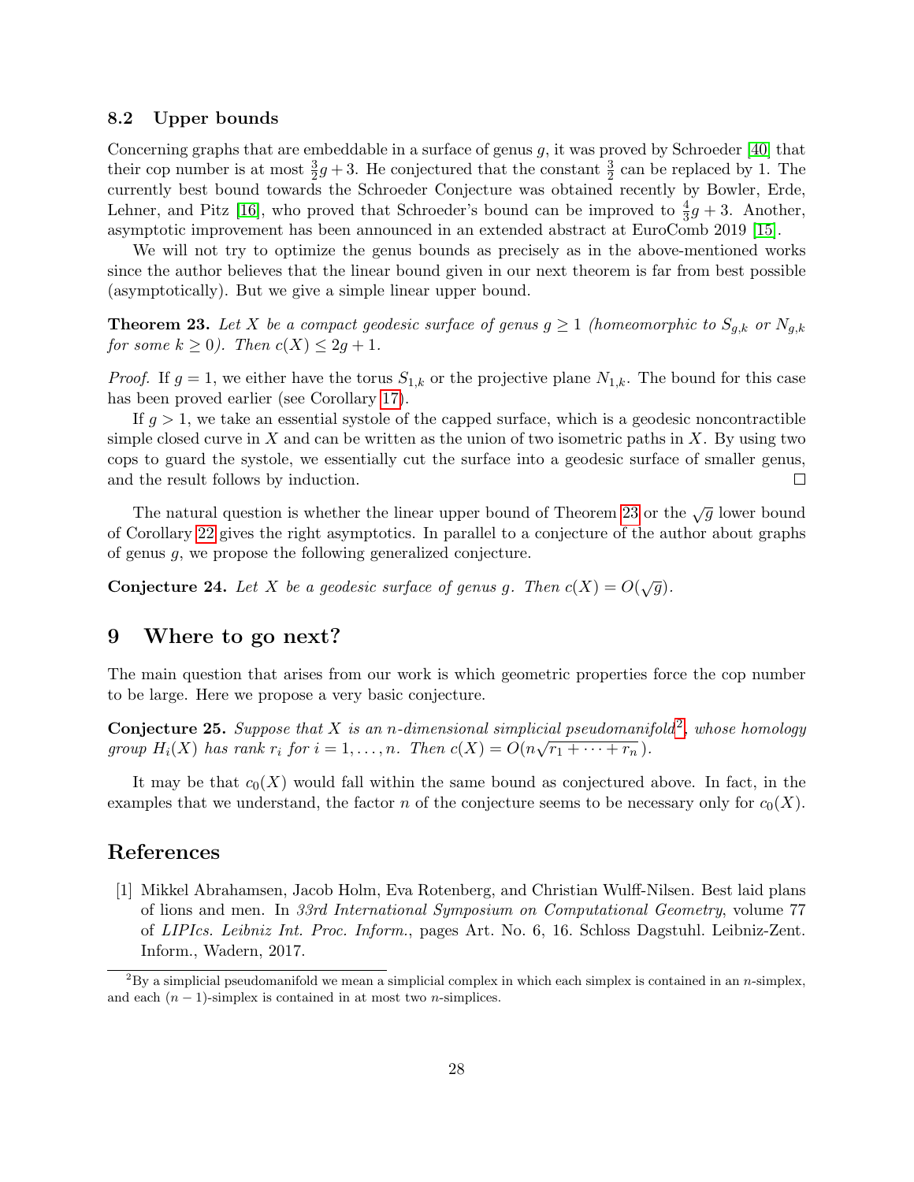### 8.2 Upper bounds

Concerning graphs that are embeddable in a surface of genus $g$, it was proved by Schroeder [40] that their cop number is at most $\frac{3}{2}g + 3$. He conjectured that the constant $\frac{3}{2}$ can be replaced by 1. The currently best bound towards the Schroeder Conjecture was obtained recently by Bowler, Erde, Lehner, and Pitz [16], who proved that Schroeder's bound can be improved to $\frac{4}{3}g + 3$. Another, asymptotic improvement has been announced in an extended abstract at EuroComb 2019 [15].

We will not try to optimize the genus bounds as precisely as in the above-mentioned works since the author believes that the linear bound given in our next theorem is far from best possible (asymptotically). But we give a simple linear upper bound.

**Theorem 23.** *Let $X$ be a compact geodesic surface of genus $g \geq 1$ (homeomorphic to $S_{g,k}$ or $N_{g,k}$ for some $k \geq 0$). Then $c(X) \leq 2g + 1$.*

*Proof.* If $g = 1$, we either have the torus $S_{1,k}$ or the projective plane $N_{1,k}$. The bound for this case has been proved earlier (see Corollary 17).

If $g > 1$, we take an essential systole of the capped surface, which is a geodesic noncontractible simple closed curve in $X$ and can be written as the union of two isometric paths in $X$. By using two cops to guard the systole, we essentially cut the surface into a geodesic surface of smaller genus, and the result follows by induction. □

The natural question is whether the linear upper bound of Theorem 23 or the $\sqrt{g}$ lower bound of Corollary 22 gives the right asymptotics. In parallel to a conjecture of the author about graphs of genus $g$, we propose the following generalized conjecture.

**Conjecture 24.** *Let $X$ be a geodesic surface of genus $g$. Then $c(X) = O(\sqrt{g})$.*

## 9 Where to go next?

The main question that arises from our work is which geometric properties force the cop number to be large. Here we propose a very basic conjecture.

**Conjecture 25.** *Suppose that $X$ is an $n$-dimensional simplicial pseudomanifold*[2]*, whose homology group $H_i(X)$ has rank $r_i$ for $i = 1, \dots, n$. Then $c(X) = O(n\sqrt{r_1 + \cdots + r_n})$.*

It may be that $c_0(X)$ would fall within the same bound as conjectured above. In fact, in the examples that we understand, the factor $n$ of the conjecture seems to be necessary only for $c_0(X)$.

## References

[1] Mikkel Abrahamsen, Jacob Holm, Eva Rotenberg, and Christian Wulff-Nilsen. Best laid plans of lions and men. In *33rd International Symposium on Computational Geometry*, volume 77 of *LIPIcs. Leibniz Int. Proc. Inform.*, pages Art. No. 6, 16. Schloss Dagstuhl. Leibniz-Zent. Inform., Wadern, 2017.

[2] By a simplicial pseudomanifold we mean a simplicial complex in which each simplex is contained in an $n$-simplex, and each $(n-1)$-simplex is contained in at most two $n$-simplices.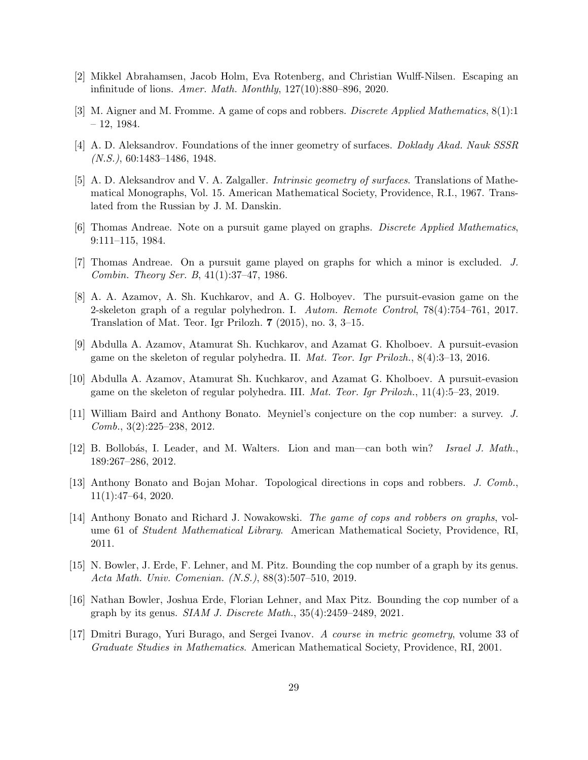[2] Mikkel Abrahamsen, Jacob Holm, Eva Rotenberg, and Christian Wulff-Nilsen. Escaping an infinitude of lions. *Amer. Math. Monthly*, 127(10):880–896, 2020.

[3] M. Aigner and M. Fromme. A game of cops and robbers. *Discrete Applied Mathematics*, 8(1):1 – 12, 1984.

[4] A. D. Aleksandrov. Foundations of the inner geometry of surfaces. *Doklady Akad. Nauk SSSR (N.S.)*, 60:1483–1486, 1948.

[5] A. D. Aleksandrov and V. A. Zalgaller. *Intrinsic geometry of surfaces*. Translations of Mathematical Monographs, Vol. 15. American Mathematical Society, Providence, R.I., 1967. Translated from the Russian by J. M. Danskin.

[6] Thomas Andreae. Note on a pursuit game played on graphs. *Discrete Applied Mathematics*, 9:111–115, 1984.

[7] Thomas Andreae. On a pursuit game played on graphs for which a minor is excluded. *J. Combin. Theory Ser. B*, 41(1):37–47, 1986.

[8] A. A. Azamov, A. Sh. Kuchkarov, and A. G. Holboyev. The pursuit-evasion game on the 2-skeleton graph of a regular polyhedron. I. *Autom. Remote Control*, 78(4):754–761, 2017. Translation of Mat. Teor. Igr Prilozh. **7** (2015), no. 3, 3–15.

[9] Abdulla A. Azamov, Atamurat Sh. Kuchkarov, and Azamat G. Kholboev. A pursuit-evasion game on the skeleton of regular polyhedra. II. *Mat. Teor. Igr Prilozh.*, 8(4):3–13, 2016.

[10] Abdulla A. Azamov, Atamurat Sh. Kuchkarov, and Azamat G. Kholboev. A pursuit-evasion game on the skeleton of regular polyhedra. III. *Mat. Teor. Igr Prilozh.*, 11(4):5–23, 2019.

[11] William Baird and Anthony Bonato. Meyniel's conjecture on the cop number: a survey. *J. Comb.*, 3(2):225–238, 2012.

[12] B. Bollobás, I. Leader, and M. Walters. Lion and man—can both win? *Israel J. Math.*, 189:267–286, 2012.

[13] Anthony Bonato and Bojan Mohar. Topological directions in cops and robbers. *J. Comb.*, 11(1):47–64, 2020.

[14] Anthony Bonato and Richard J. Nowakowski. *The game of cops and robbers on graphs*, volume 61 of *Student Mathematical Library*. American Mathematical Society, Providence, RI, 2011.

[15] N. Bowler, J. Erde, F. Lehner, and M. Pitz. Bounding the cop number of a graph by its genus. *Acta Math. Univ. Comenian. (N.S.)*, 88(3):507–510, 2019.

[16] Nathan Bowler, Joshua Erde, Florian Lehner, and Max Pitz. Bounding the cop number of a graph by its genus. *SIAM J. Discrete Math.*, 35(4):2459–2489, 2021.

[17] Dmitri Burago, Yuri Burago, and Sergei Ivanov. *A course in metric geometry*, volume 33 of *Graduate Studies in Mathematics*. American Mathematical Society, Providence, RI, 2001.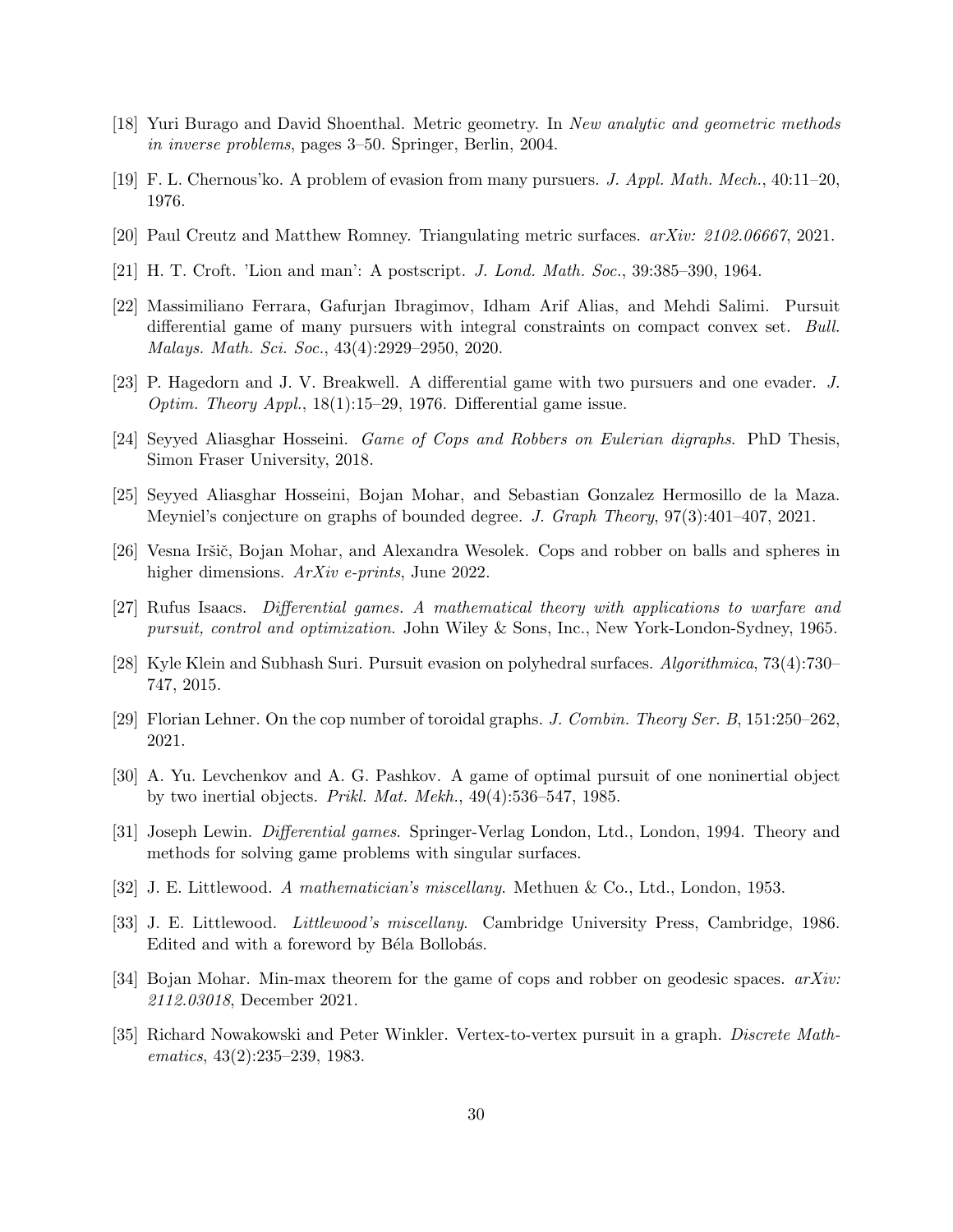[18] Yuri Burago and David Shoenthal. Metric geometry. In *New analytic and geometric methods in inverse problems*, pages 3–50. Springer, Berlin, 2004.

[19] F. L. Chernous'ko. A problem of evasion from many pursuers. *J. Appl. Math. Mech.*, 40:11–20, 1976.

[20] Paul Creutz and Matthew Romney. Triangulating metric surfaces. *arXiv: 2102.06667*, 2021.

[21] H. T. Croft. 'Lion and man': A postscript. *J. Lond. Math. Soc.*, 39:385–390, 1964.

[22] Massimiliano Ferrara, Gafurjan Ibragimov, Idham Arif Alias, and Mehdi Salimi. Pursuit differential game of many pursuers with integral constraints on compact convex set. *Bull. Malays. Math. Sci. Soc.*, 43(4):2929–2950, 2020.

[23] P. Hagedorn and J. V. Breakwell. A differential game with two pursuers and one evader. *J. Optim. Theory Appl.*, 18(1):15–29, 1976. Differential game issue.

[24] Seyyed Aliasghar Hosseini. *Game of Cops and Robbers on Eulerian digraphs*. PhD Thesis, Simon Fraser University, 2018.

[25] Seyyed Aliasghar Hosseini, Bojan Mohar, and Sebastian Gonzalez Hermosillo de la Maza. Meyniel's conjecture on graphs of bounded degree. *J. Graph Theory*, 97(3):401–407, 2021.

[26] Vesna Iršič, Bojan Mohar, and Alexandra Wesolek. Cops and robber on balls and spheres in higher dimensions. *ArXiv e-prints*, June 2022.

[27] Rufus Isaacs. *Differential games. A mathematical theory with applications to warfare and pursuit, control and optimization*. John Wiley & Sons, Inc., New York-London-Sydney, 1965.

[28] Kyle Klein and Subhash Suri. Pursuit evasion on polyhedral surfaces. *Algorithmica*, 73(4):730–747, 2015.

[29] Florian Lehner. On the cop number of toroidal graphs. *J. Combin. Theory Ser. B*, 151:250–262, 2021.

[30] A. Yu. Levchenkov and A. G. Pashkov. A game of optimal pursuit of one noninertial object by two inertial objects. *Prikl. Mat. Mekh.*, 49(4):536–547, 1985.

[31] Joseph Lewin. *Differential games*. Springer-Verlag London, Ltd., London, 1994. Theory and methods for solving game problems with singular surfaces.

[32] J. E. Littlewood. *A mathematician's miscellany*. Methuen & Co., Ltd., London, 1953.

[33] J. E. Littlewood. *Littlewood's miscellany*. Cambridge University Press, Cambridge, 1986. Edited and with a foreword by Béla Bollobás.

[34] Bojan Mohar. Min-max theorem for the game of cops and robber on geodesic spaces. *arXiv: 2112.03018*, December 2021.

[35] Richard Nowakowski and Peter Winkler. Vertex-to-vertex pursuit in a graph. *Discrete Mathematics*, 43(2):235–239, 1983.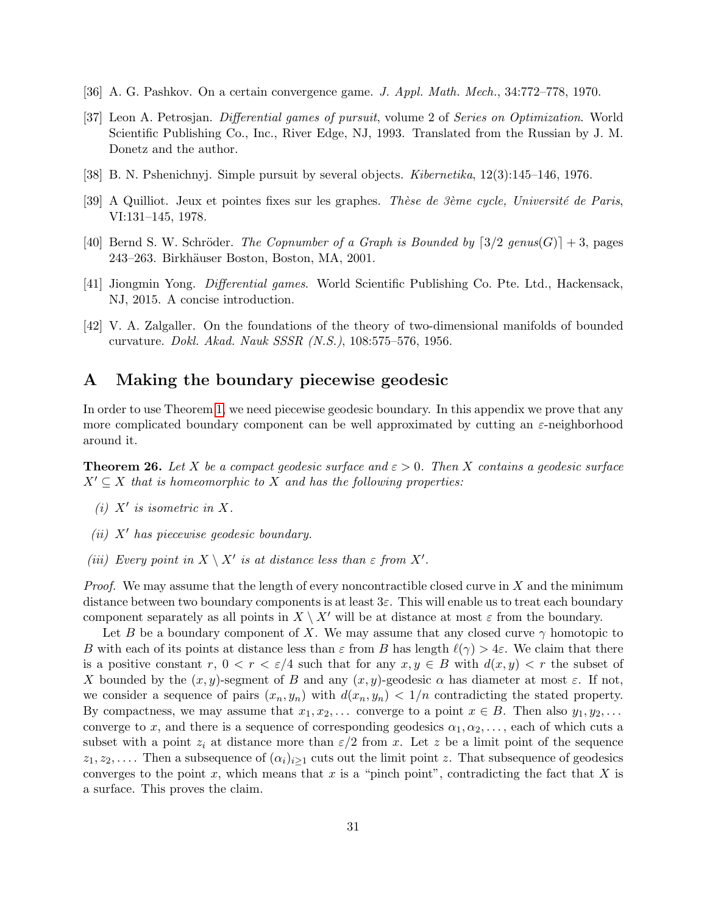[36] A. G. Pashkov. On a certain convergence game. *J. Appl. Math. Mech.*, 34:772–778, 1970.

[37] Leon A. Petrosjan. *Differential games of pursuit*, volume 2 of *Series on Optimization*. World Scientific Publishing Co., Inc., River Edge, NJ, 1993. Translated from the Russian by J. M. Donetz and the author.

[38] B. N. Pshenichnyj. Simple pursuit by several objects. *Kibernetika*, 12(3):145–146, 1976.

[39] A Quilliot. Jeux et pointes fixes sur les graphes. *Thèse de 3ème cycle, Université de Paris*, VI:131–145, 1978.

[40] Bernd S. W. Schröder. *The Copnumber of a Graph is Bounded by* $\lceil 3/2 \text{ genus}(G) \rceil + 3$, pages 243–263. Birkhäuser Boston, Boston, MA, 2001.

[41] Jiongmin Yong. *Differential games*. World Scientific Publishing Co. Pte. Ltd., Hackensack, NJ, 2015. A concise introduction.

[42] V. A. Zalgaller. On the foundations of the theory of two-dimensional manifolds of bounded curvature. *Dokl. Akad. Nauk SSSR (N.S.)*, 108:575–576, 1956.

# A Making the boundary piecewise geodesic

In order to use Theorem 1, we need piecewise geodesic boundary. In this appendix we prove that any more complicated boundary component can be well approximated by cutting an $\varepsilon$-neighborhood around it.

**Theorem 26.** *Let $X$ be a compact geodesic surface and $\varepsilon > 0$. Then $X$ contains a geodesic surface $X' \subseteq X$ that is homeomorphic to $X$ and has the following properties:*

*(i) $X'$ is isometric in $X$.*

*(ii) $X'$ has piecewise geodesic boundary.*

*(iii) Every point in $X \setminus X'$ is at distance less than $\varepsilon$ from $X'$.*

*Proof.* We may assume that the length of every noncontractible closed curve in $X$ and the minimum distance between two boundary components is at least $3\varepsilon$. This will enable us to treat each boundary component separately as all points in $X \setminus X'$ will be at distance at most $\varepsilon$ from the boundary.

Let $B$ be a boundary component of $X$. We may assume that any closed curve $\gamma$ homotopic to $B$ with each of its points at distance less than $\varepsilon$ from $B$ has length $\ell(\gamma) > 4\varepsilon$. We claim that there is a positive constant $r$, $0 < r < \varepsilon/4$ such that for any $x, y \in B$ with $d(x, y) < r$ the subset of $X$ bounded by the $(x, y)$-segment of $B$ and any $(x, y)$-geodesic $\alpha$ has diameter at most $\varepsilon$. If not, we consider a sequence of pairs $(x_n, y_n)$ with $d(x_n, y_n) < 1/n$ contradicting the stated property. By compactness, we may assume that $x_1, x_2, \ldots$ converge to a point $x \in B$. Then also $y_1, y_2, \ldots$ converge to $x$, and there is a sequence of corresponding geodesics $\alpha_1, \alpha_2, \ldots$, each of which cuts a subset with a point $z_i$ at distance more than $\varepsilon/2$ from $x$. Let $z$ be a limit point of the sequence $z_1, z_2, \ldots$. Then a subsequence of $(\alpha_i)_{i \geq 1}$ cuts out the limit point $z$. That subsequence of geodesics converges to the point $x$, which means that $x$ is a "pinch point", contradicting the fact that $X$ is a surface. This proves the claim.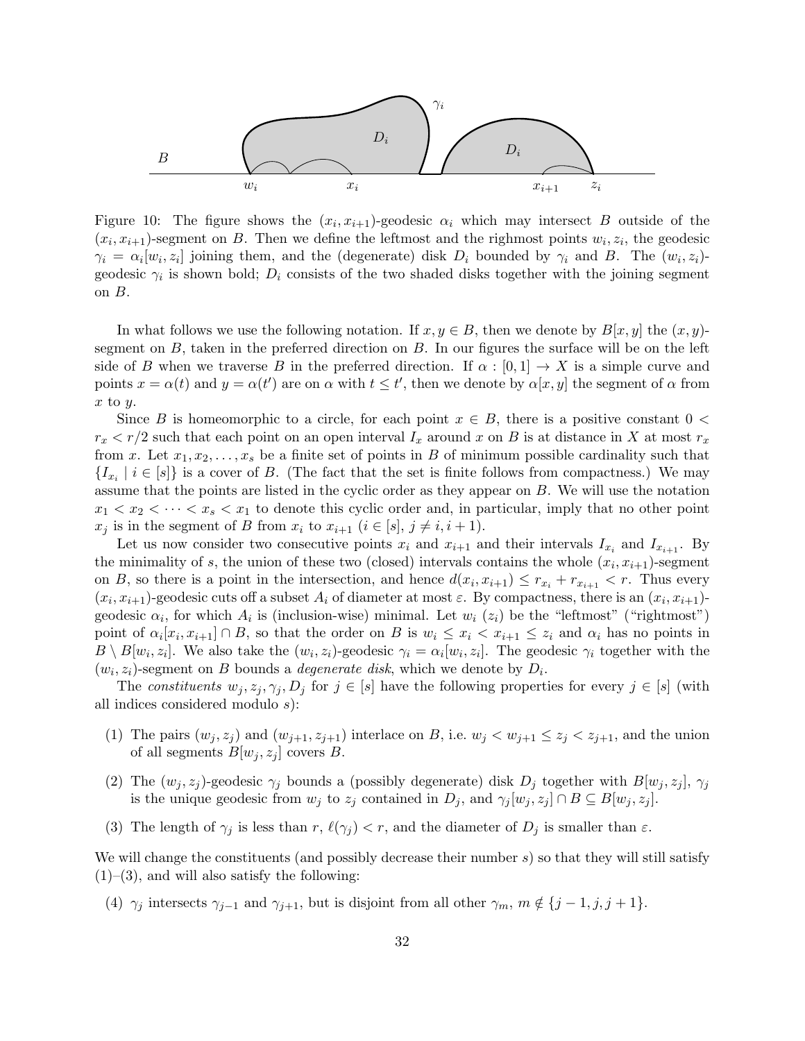Figure 10: The figure shows the $(x_i, x_{i+1})$-geodesic $\alpha_i$ which may intersect $B$ outside of the $(x_i, x_{i+1})$-segment on $B$. Then we define the leftmost and the righmost points $w_i, z_i$, the geodesic $\gamma_i = \alpha_i[w_i, z_i]$ joining them, and the (degenerate) disk $D_i$ bounded by $\gamma_i$ and $B$. The $(w_i, z_i)$-geodesic $\gamma_i$ is shown bold; $D_i$ consists of the two shaded disks together with the joining segment on $B$.

In what follows we use the following notation. If $x, y \in B$, then we denote by $B[x, y]$ the $(x, y)$-segment on $B$, taken in the preferred direction on $B$. In our figures the surface will be on the left side of $B$ when we traverse $B$ in the preferred direction. If $\alpha : [0, 1] \to X$ is a simple curve and points $x = \alpha(t)$ and $y = \alpha(t')$ are on $\alpha$ with $t \le t'$, then we denote by $\alpha[x, y]$ the segment of $\alpha$ from $x$ to $y$.

Since $B$ is homeomorphic to a circle, for each point $x \in B$, there is a positive constant $0 < r_x < r/2$ such that each point on an open interval $I_x$ around $x$ on $B$ is at distance in $X$ at most $r_x$ from $x$. Let $x_1, x_2, \dots, x_s$ be a finite set of points in $B$ of minimum possible cardinality such that $\{I_{x_i} \mid i \in [s]\}$ is a cover of $B$. (The fact that the set is finite follows from compactness.) We may assume that the points are listed in the cyclic order as they appear on $B$. We will use the notation $x_1 < x_2 < \cdots < x_s < x_1$ to denote this cyclic order and, in particular, imply that no other point $x_j$ is in the segment of $B$ from $x_i$ to $x_{i+1}$ ($i \in [s]$, $j \ne i, i + 1$).

Let us now consider two consecutive points $x_i$ and $x_{i+1}$ and their intervals $I_{x_i}$ and $I_{x_{i+1}}$. By the minimality of $s$, the union of these two (closed) intervals contains the whole $(x_i, x_{i+1})$-segment on $B$, so there is a point in the intersection, and hence $d(x_i, x_{i+1}) \le r_{x_i} + r_{x_{i+1}} < r$. Thus every $(x_i, x_{i+1})$-geodesic cuts off a subset $A_i$ of diameter at most $\varepsilon$. By compactness, there is an $(x_i, x_{i+1})$-geodesic $\alpha_i$, for which $A_i$ is (inclusion-wise) minimal. Let $w_i$ ($z_i$) be the "leftmost" ("rightmost") point of $\alpha_i[x_i, x_{i+1}] \cap B$, so that the order on $B$ is $w_i \le x_i < x_{i+1} \le z_i$ and $\alpha_i$ has no points in $B \setminus B[w_i, z_i]$. We also take the $(w_i, z_i)$-geodesic $\gamma_i = \alpha_i[w_i, z_i]$. The geodesic $\gamma_i$ together with the $(w_i, z_i)$-segment on $B$ bounds a *degenerate disk*, which we denote by $D_i$.

The *constituents* $w_j, z_j, \gamma_j, D_j$ for $j \in [s]$ have the following properties for every $j \in [s]$ (with all indices considered modulo $s$):

(1) The pairs $(w_j, z_j)$ and $(w_{j+1}, z_{j+1})$ interlace on $B$, i.e. $w_j < w_{j+1} \le z_j < z_{j+1}$, and the union of all segments $B[w_j, z_j]$ covers $B$.

(2) The $(w_j, z_j)$-geodesic $\gamma_j$ bounds a (possibly degenerate) disk $D_j$ together with $B[w_j, z_j]$, $\gamma_j$ is the unique geodesic from $w_j$ to $z_j$ contained in $D_j$, and $\gamma_j[w_j, z_j] \cap B \subseteq B[w_j, z_j]$.

(3) The length of $\gamma_j$ is less than $r$, $\ell(\gamma_j) < r$, and the diameter of $D_j$ is smaller than $\varepsilon$.

We will change the constituents (and possibly decrease their number $s$) so that they will still satisfy (1)–(3), and will also satisfy the following:

(4) $\gamma_j$ intersects $\gamma_{j-1}$ and $\gamma_{j+1}$, but is disjoint from all other $\gamma_m$, $m \notin \{j - 1, j, j + 1\}$.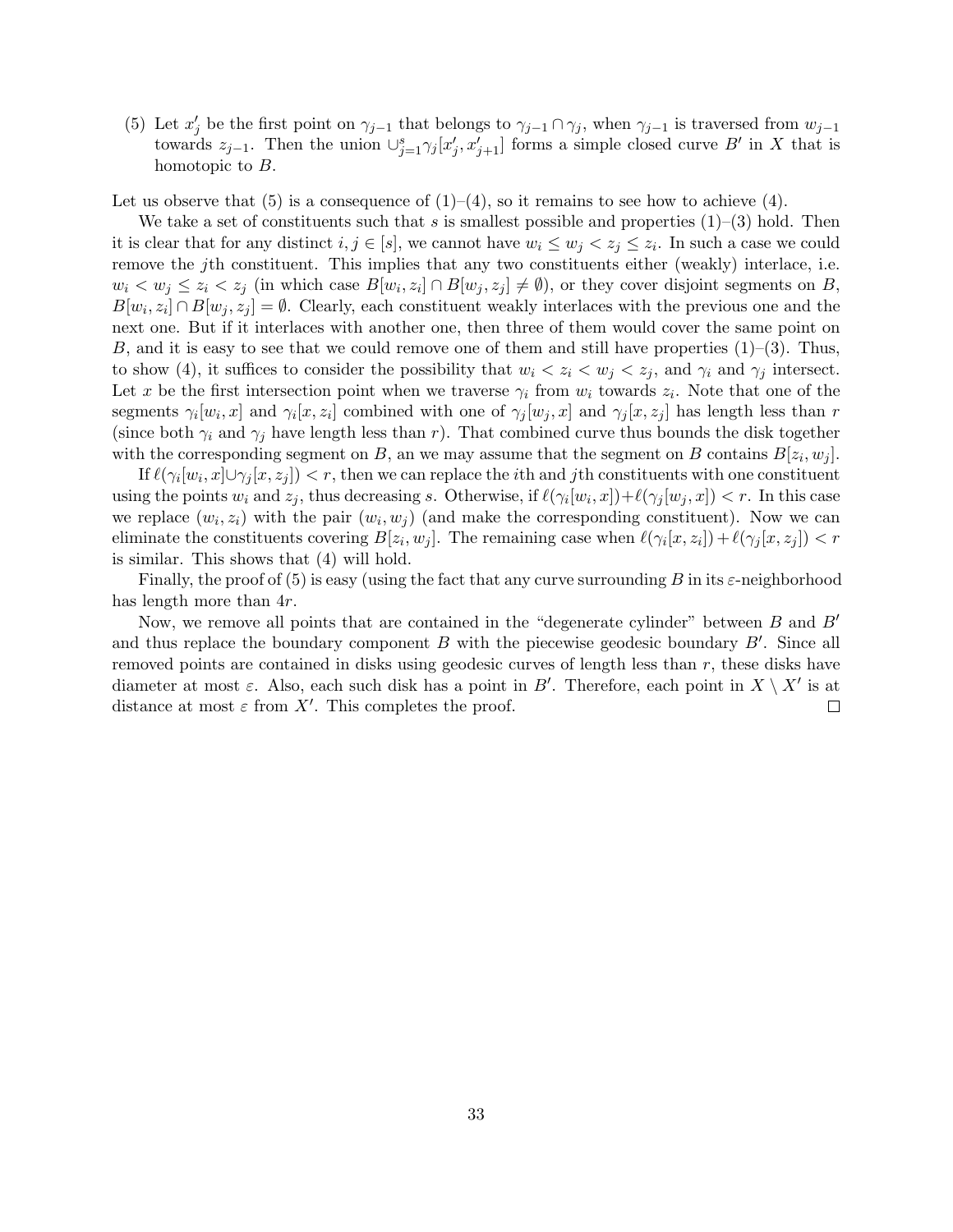(5) Let $x'_j$ be the first point on $\gamma_{j-1}$ that belongs to $\gamma_{j-1} \cap \gamma_j$, when $\gamma_{j-1}$ is traversed from $w_{j-1}$ towards $z_{j-1}$. Then the union $\cup_{j=1}^{s} \gamma_j[x'_j, x'_{j+1}]$ forms a simple closed curve $B'$ in $X$ that is homotopic to $B$.

Let us observe that (5) is a consequence of (1)–(4), so it remains to see how to achieve (4).

We take a set of constituents such that $s$ is smallest possible and properties (1)–(3) hold. Then it is clear that for any distinct $i, j \in [s]$, we cannot have $w_i \le w_j < z_j \le z_i$. In such a case we could remove the $j$th constituent. This implies that any two constituents either (weakly) interlace, i.e. $w_i < w_j \le z_i < z_j$ (in which case $B[w_i, z_i] \cap B[w_j, z_j] \neq \emptyset$), or they cover disjoint segments on $B$, $B[w_i, z_i] \cap B[w_j, z_j] = \emptyset$. Clearly, each constituent weakly interlaces with the previous one and the next one. But if it interlaces with another one, then three of them would cover the same point on $B$, and it is easy to see that we could remove one of them and still have properties (1)–(3). Thus, to show (4), it suffices to consider the possibility that $w_i < z_i < w_j < z_j$, and $\gamma_i$ and $\gamma_j$ intersect. Let $x$ be the first intersection point when we traverse $\gamma_i$ from $w_i$ towards $z_i$. Note that one of the segments $\gamma_i[w_i, x]$ and $\gamma_i[x, z_i]$ combined with one of $\gamma_j[w_j, x]$ and $\gamma_j[x, z_j]$ has length less than $r$ (since both $\gamma_i$ and $\gamma_j$ have length less than $r$). That combined curve thus bounds the disk together with the corresponding segment on $B$, an we may assume that the segment on $B$ contains $B[z_i, w_j]$.

If $\ell(\gamma_i[w_i, x] \cup \gamma_j[x, z_j]) < r$, then we can replace the $i$th and $j$th constituents with one constituent using the points $w_i$ and $z_j$, thus decreasing $s$. Otherwise, if $\ell(\gamma_i[w_i, x]) + \ell(\gamma_j[w_j, x]) < r$. In this case we replace $(w_i, z_i)$ with the pair $(w_i, w_j)$ (and make the corresponding constituent). Now we can eliminate the constituents covering $B[z_i, w_j]$. The remaining case when $\ell(\gamma_i[x, z_i]) + \ell(\gamma_j[x, z_j]) < r$ is similar. This shows that (4) will hold.

Finally, the proof of (5) is easy (using the fact that any curve surrounding $B$ in its $\varepsilon$-neighborhood has length more than $4r$.

Now, we remove all points that are contained in the "degenerate cylinder" between $B$ and $B'$ and thus replace the boundary component $B$ with the piecewise geodesic boundary $B'$. Since all removed points are contained in disks using geodesic curves of length less than $r$, these disks have diameter at most $\varepsilon$. Also, each such disk has a point in $B'$. Therefore, each point in $X \setminus X'$ is at distance at most $\varepsilon$ from $X'$. This completes the proof. □